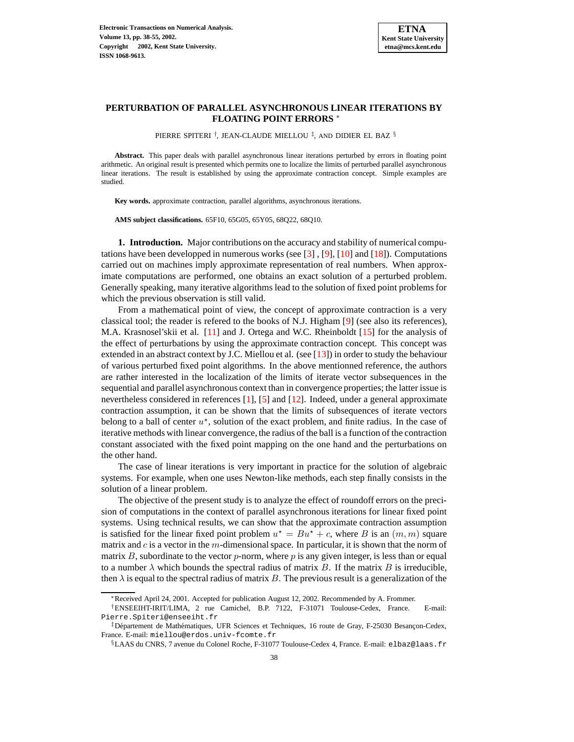# PERTURBATION OF PARALLEL ASYNCHRONOUS LINEAR ITERATIONS BY FLOATING POINT ERRORS [*]

PIERRE SPITERI [†], JEAN-CLAUDE MIELLOU [‡], AND DIDIER EL BAZ [§]

**Abstract.** This paper deals with parallel asynchronous linear iterations perturbed by errors in floating point arithmetic. An original result is presented which permits one to localize the limits of perturbed parallel asynchronous linear iterations. The result is established by using the approximate contraction concept. Simple examples are studied.

**Key words.** approximate contraction, parallel algorithms, asynchronous iterations.

**AMS subject classifications.** 65F10, 65G05, 65Y05, 68Q22, 68Q10.

**1. Introduction.** Major contributions on the accuracy and stability of numerical computations have been developped in numerous works (see [3] , [9], [10] and [18]). Computations carried out on machines imply approximate representation of real numbers. When approximate computations are performed, one obtains an exact solution of a perturbed problem. Generally speaking, many iterative algorithms lead to the solution of fixed point problems for which the previous observation is still valid.

From a mathematical point of view, the concept of approximate contraction is a very classical tool; the reader is refered to the books of N.J. Higham [9] (see also its references), M.A. Krasnosel'skii et al. [11] and J. Ortega and W.C. Rheinboldt [15] for the analysis of the effect of perturbations by using the approximate contraction concept. This concept was extended in an abstract context by J.C. Miellou et al. (see [13]) in order to study the behaviour of various perturbed fixed point algorithms. In the above mentionned reference, the authors are rather interested in the localization of the limits of iterate vector subsequences in the sequential and parallel asynchronous context than in convergence properties; the latter issue is nevertheless considered in references [1], [5] and [12]. Indeed, under a general approximate contraction assumption, it can be shown that the limits of subsequences of iterate vectors belong to a ball of center $u^\star$, solution of the exact problem, and finite radius. In the case of iterative methods with linear convergence, the radius of the ball is a function of the contraction constant associated with the fixed point mapping on the one hand and the perturbations on the other hand.

The case of linear iterations is very important in practice for the solution of algebraic systems. For example, when one uses Newton-like methods, each step finally consists in the solution of a linear problem.

The objective of the present study is to analyze the effect of roundoff errors on the precision of computations in the context of parallel asynchronous iterations for linear fixed point systems. Using technical results, we can show that the approximate contraction assumption is satisfied for the linear fixed point problem $u^\star = Bu^\star + c$, where $B$ is an $(m, m)$ square matrix and $c$ is a vector in the $m$-dimensional space. In particular, it is shown that the norm of matrix $B$, subordinate to the vector $p$-norm, where $p$ is any given integer, is less than or equal to a number $\lambda$ which bounds the spectral radius of matrix $B$. If the matrix $B$ is irreducible, then $\lambda$ is equal to the spectral radius of matrix $B$. The previous result is a generalization of the

[*] Received April 24, 2001. Accepted for publication August 12, 2002. Recommended by A. Frommer.

[†] ENSEEIHT-IRIT/LIMA, 2 rue Camichel, B.P. 7122, F-31071 Toulouse-Cedex, France. E-mail: Pierre.Spiteri@enseeiht.fr

[‡] Département de Mathématiques, UFR Sciences et Techniques, 16 route de Gray, F-25030 Besançon-Cedex, France. E-mail: miellou@erdos.univ-fcomte.fr

[§] LAAS du CNRS, 7 avenue du Colonel Roche, F-31077 Toulouse-Cedex 4, France. E-mail: elbaz@laas.fr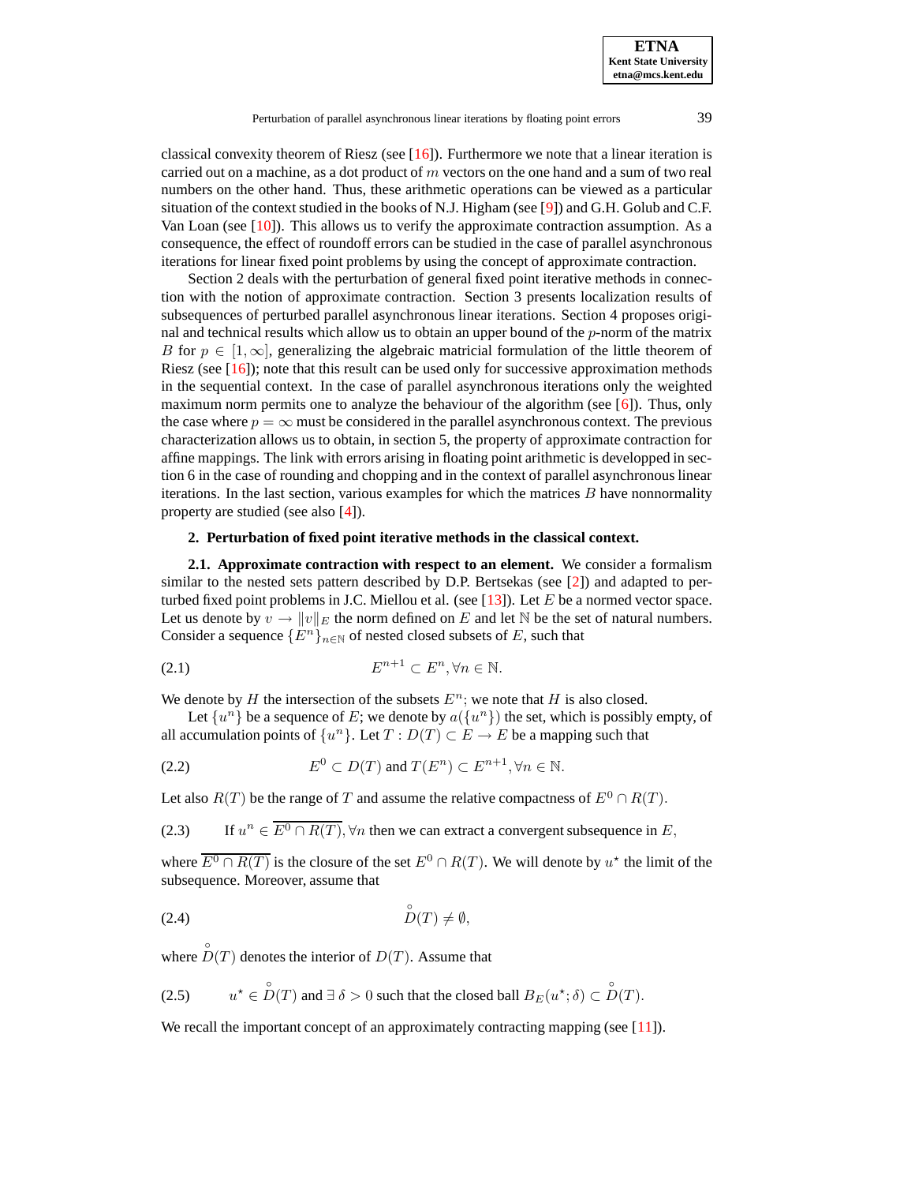classical convexity theorem of Riesz (see [16]). Furthermore we note that a linear iteration is carried out on a machine, as a dot product of $m$ vectors on the one hand and a sum of two real numbers on the other hand. Thus, these arithmetic operations can be viewed as a particular situation of the context studied in the books of N.J. Higham (see [9]) and G.H. Golub and C.F. Van Loan (see [10]). This allows us to verify the approximate contraction assumption. As a consequence, the effect of roundoff errors can be studied in the case of parallel asynchronous iterations for linear fixed point problems by using the concept of approximate contraction.

Section 2 deals with the perturbation of general fixed point iterative methods in connection with the notion of approximate contraction. Section 3 presents localization results of subsequences of perturbed parallel asynchronous linear iterations. Section 4 proposes original and technical results which allow us to obtain an upper bound of the $p$-norm of the matrix $B$ for $p \in [1, \infty]$, generalizing the algebraic matricial formulation of the little theorem of Riesz (see [16]); note that this result can be used only for successive approximation methods in the sequential context. In the case of parallel asynchronous iterations only the weighted maximum norm permits one to analyze the behaviour of the algorithm (see [6]). Thus, only the case where $p = \infty$ must be considered in the parallel asynchronous context. The previous characterization allows us to obtain, in section 5, the property of approximate contraction for affine mappings. The link with errors arising in floating point arithmetic is developped in section 6 in the case of rounding and chopping and in the context of parallel asynchronous linear iterations. In the last section, various examples for which the matrices $B$ have nonnormality property are studied (see also [4]).

## 2. Perturbation of fixed point iterative methods in the classical context.

**2.1. Approximate contraction with respect to an element.** We consider a formalism similar to the nested sets pattern described by D.P. Bertsekas (see [2]) and adapted to perturbed fixed point problems in J.C. Miellou et al. (see [13]). Let $E$ be a normed vector space. Let us denote by $v \to \|v\|_E$ the norm defined on $E$ and let $\mathbb{N}$ be the set of natural numbers. Consider a sequence $\{E^n\}_{n\in\mathbb{N}}$ of nested closed subsets of $E$, such that

$$E^{n+1} \subset E^n, \forall n \in \mathbb{N}. \tag{2.1}$$

We denote by $H$ the intersection of the subsets $E^n$; we note that $H$ is also closed.

Let $\{u^n\}$ be a sequence of $E$; we denote by $a(\{u^n\})$ the set, which is possibly empty, of all accumulation points of $\{u^n\}$. Let $T : D(T) \subset E \to E$ be a mapping such that

$$E^0 \subset D(T) \text{ and } T(E^n) \subset E^{n+1}, \forall n \in \mathbb{N}. \tag{2.2}$$

Let also $R(T)$ be the range of $T$ and assume the relative compactness of $E^0 \cap R(T)$.

$$\text{If } u^n \in \overline{E^0 \cap R(T)}, \forall n \text{ then we can extract a convergent subsequence in } E, \tag{2.3}$$

where $\overline{E^0 \cap R(T)}$ is the closure of the set $E^0 \cap R(T)$. We will denote by $u^\star$ the limit of the subsequence. Moreover, assume that

$$\overset{\circ}{D}(T) \neq \emptyset, \tag{2.4}$$

where $\overset{\circ}{D}(T)$ denotes the interior of $D(T)$. Assume that

$$u^\star \in \overset{\circ}{D}(T) \text{ and } \exists\, \delta > 0 \text{ such that the closed ball } B_E(u^\star; \delta) \subset \overset{\circ}{D}(T). \tag{2.5}$$

We recall the important concept of an approximately contracting mapping (see [11]).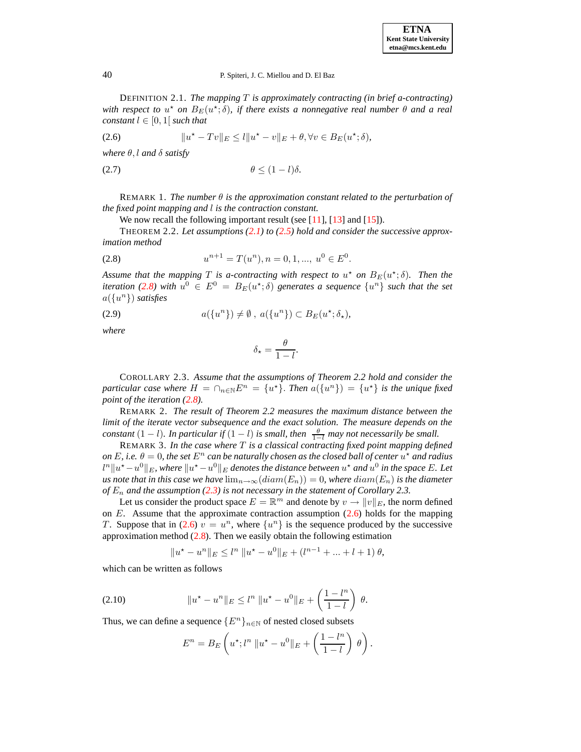DEFINITION 2.1. *The mapping $T$ is approximately contracting (in brief a-contracting) with respect to $u^\star$ on $B_E(u^\star;\delta)$, if there exists a nonnegative real number $\theta$ and a real constant $l \in [0,1[$ such that*

$$\|u^\star - Tv\|_E \leq l\|u^\star - v\|_E + \theta, \forall v \in B_E(u^\star;\delta), \tag{2.6}$$

*where $\theta, l$ and $\delta$ satisfy*

$$\theta \leq (1-l)\delta. \tag{2.7}$$

REMARK 1. *The number $\theta$ is the approximation constant related to the perturbation of the fixed point mapping and $l$ is the contraction constant.*

We now recall the following important result (see [11], [13] and [15]).

THEOREM 2.2. *Let assumptions (2.1) to (2.5) hold and consider the successive approximation method*

$$u^{n+1} = T(u^n), n = 0, 1, ..., \ u^0 \in E^0. \tag{2.8}$$

*Assume that the mapping $T$ is a-contracting with respect to $u^\star$ on $B_E(u^\star;\delta)$. Then the iteration (2.8) with $u^0 \in E^0 = B_E(u^\star;\delta)$ generates a sequence $\{u^n\}$ such that the set $a(\{u^n\})$ satisfies*

$$a(\{u^n\}) \neq \emptyset \,,\ a(\{u^n\}) \subset B_E(u^\star;\delta_\star), \tag{2.9}$$

*where*

$$\delta_\star = \frac{\theta}{1-l}.$$

COROLLARY 2.3. *Assume that the assumptions of Theorem 2.2 hold and consider the particular case where $H = \cap_{n\in\mathbb{N}} E^n = \{u^\star\}$. Then $a(\{u^n\}) = \{u^\star\}$ is the unique fixed point of the iteration (2.8).*

REMARK 2. *The result of Theorem 2.2 measures the maximum distance between the limit of the iterate vector subsequence and the exact solution. The measure depends on the constant $(1-l)$. In particular if $(1-l)$ is small, then $\frac{\theta}{1-l}$ may not necessarily be small.*

REMARK 3. *In the case where $T$ is a classical contracting fixed point mapping defined on $E$, i.e. $\theta = 0$, the set $E^n$ can be naturally chosen as the closed ball of center $u^\star$ and radius $l^n\|u^\star - u^0\|_E$, where $\|u^\star - u^0\|_E$ denotes the distance between $u^\star$ and $u^0$ in the space $E$. Let us note that in this case we have $\lim_{n\to\infty}(diam(E_n)) = 0$, where $diam(E_n)$ is the diameter of $E_n$ and the assumption (2.3) is not necessary in the statement of Corollary 2.3.*

Let us consider the product space $E = \mathbb{R}^m$ and denote by $v \to \|v\|_E$, the norm defined on $E$. Assume that the approximate contraction assumption (2.6) holds for the mapping $T$. Suppose that in (2.6) $v = u^n$, where $\{u^n\}$ is the sequence produced by the successive approximation method (2.8). Then we easily obtain the following estimation

$$\|u^\star - u^n\|_E \leq l^n \, \|u^\star - u^0\|_E + (l^{n-1} + ... + l + 1)\, \theta,$$

which can be written as follows

$$\|u^\star - u^n\|_E \leq l^n \, \|u^\star - u^0\|_E + \left(\frac{1-l^n}{1-l}\right) \, \theta. \tag{2.10}$$

Thus, we can define a sequence $\{E^n\}_{n\in\mathbb{N}}$ of nested closed subsets

$$E^n = B_E\left(u^\star; l^n \, \|u^\star - u^0\|_E + \left(\frac{1-l^n}{1-l}\right) \, \theta\right).$$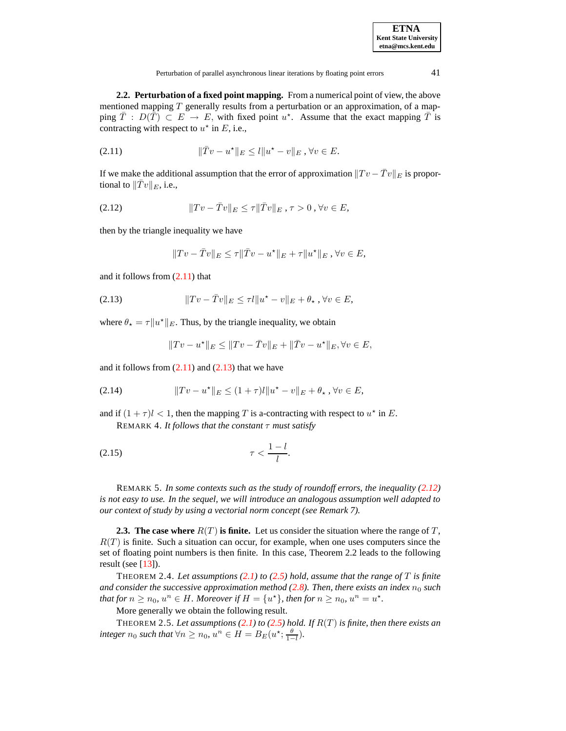**2.2. Perturbation of a fixed point mapping.** From a numerical point of view, the above mentioned mapping $T$ generally results from a perturbation or an approximation, of a mapping $\bar{T} : D(\bar{T}) \subset E \to E$, with fixed point $u^\star$. Assume that the exact mapping $\bar{T}$ is contracting with respect to $u^\star$ in $E$, i.e.,

$$\|\bar{T}v - u^\star\|_E \leq l\|u^\star - v\|_E \,, \forall v \in E. \tag{2.11}$$

If we make the additional assumption that the error of approximation $\|Tv - \bar{T}v\|_E$ is proportional to $\|\bar{T}v\|_E$, i.e.,

$$\|Tv - \bar{T}v\|_E \leq \tau\|\bar{T}v\|_E \,, \tau > 0 \,, \forall v \in E, \tag{2.12}$$

then by the triangle inequality we have

$$\|Tv - \bar{T}v\|_E \leq \tau\|\bar{T}v - u^\star\|_E + \tau\|u^\star\|_E \,, \forall v \in E,$$

and it follows from (2.11) that

$$\|Tv - \bar{T}v\|_E \leq \tau l\|u^\star - v\|_E + \theta_\star \,, \forall v \in E, \tag{2.13}$$

where $\theta_\star = \tau\|u^\star\|_E$. Thus, by the triangle inequality, we obtain

$$\|Tv - u^\star\|_E \leq \|Tv - \bar{T}v\|_E + \|\bar{T}v - u^\star\|_E, \forall v \in E,$$

and it follows from (2.11) and (2.13) that we have

$$\|Tv - u^\star\|_E \leq (1+\tau)l\|u^\star - v\|_E + \theta_\star \,, \forall v \in E, \tag{2.14}$$

and if $(1+\tau)l < 1$, then the mapping $T$ is a-contracting with respect to $u^\star$ in $E$.

REMARK 4. *It follows that the constant $\tau$ must satisfy*

$$\tau < \frac{1-l}{l}. \tag{2.15}$$

REMARK 5. *In some contexts such as the study of roundoff errors, the inequality (2.12) is not easy to use. In the sequel, we will introduce an analogous assumption well adapted to our context of study by using a vectorial norm concept (see Remark 7).*

**2.3. The case where $R(T)$ is finite.** Let us consider the situation where the range of $T$, $R(T)$ is finite. Such a situation can occur, for example, when one uses computers since the set of floating point numbers is then finite. In this case, Theorem 2.2 leads to the following result (see [13]).

THEOREM 2.4. *Let assumptions (2.1) to (2.5) hold, assume that the range of $T$ is finite and consider the successive approximation method (2.8). Then, there exists an index $n_0$ such that for $n \geq n_0$, $u^n \in H$. Moreover if $H = \{u^\star\}$, then for $n \geq n_0$, $u^n = u^\star$.*

More generally we obtain the following result.

THEOREM 2.5. *Let assumptions (2.1) to (2.5) hold. If $R(T)$ is finite, then there exists an integer $n_0$ such that $\forall n \geq n_0$, $u^n \in H = B_E(u^\star; \frac{\theta}{1-l})$.*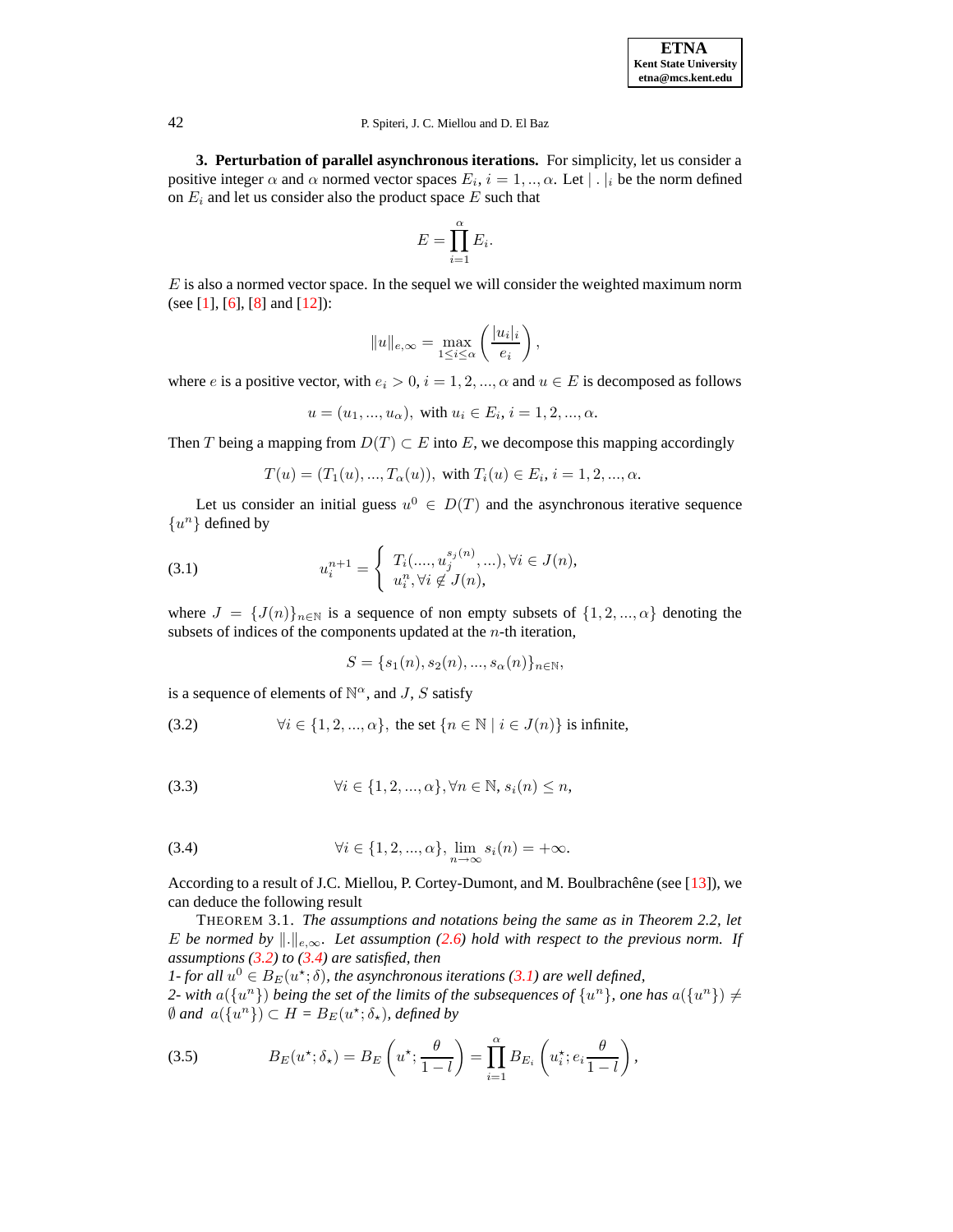**3. Perturbation of parallel asynchronous iterations.** For simplicity, let us consider a positive integer $\alpha$ and $\alpha$ normed vector spaces $E_i$, $i = 1, .., \alpha$. Let $| \, . \, |_i$ be the norm defined on $E_i$ and let us consider also the product space $E$ such that

$$E = \prod_{i=1}^{\alpha} E_i.$$

$E$ is also a normed vector space. In the sequel we will consider the weighted maximum norm (see [1], [6], [8] and [12]):

$$\|u\|_{e,\infty} = \max_{1 \le i \le \alpha} \left( \frac{|u_i|_i}{e_i} \right),$$

where $e$ is a positive vector, with $e_i > 0$, $i = 1, 2, ..., \alpha$ and $u \in E$ is decomposed as follows

$$u = (u_1, ..., u_\alpha), \text{ with } u_i \in E_i, \, i = 1, 2, ..., \alpha.$$

Then $T$ being a mapping from $D(T) \subset E$ into $E$, we decompose this mapping accordingly

$$T(u) = (T_1(u), ..., T_\alpha(u)), \text{ with } T_i(u) \in E_i, \, i = 1, 2, ..., \alpha.$$

Let us consider an initial guess $u^0 \in D(T)$ and the asynchronous iterative sequence $\{u^n\}$ defined by

$$u_i^{n+1} = \left\{ \begin{array}{l} T_i(...., u_j^{s_j(n)}, ...), \forall i \in J(n), \\ u_i^n, \forall i \notin J(n), \end{array} \right. \tag{3.1}$$

where $J = \{J(n)\}_{n \in \mathbb{N}}$ is a sequence of non empty subsets of $\{1, 2, ..., \alpha\}$ denoting the subsets of indices of the components updated at the $n$-th iteration,

$$S = \{s_1(n), s_2(n), ..., s_\alpha(n)\}_{n \in \mathbb{N}},$$

is a sequence of elements of $\mathbb{N}^\alpha$, and $J$, $S$ satisfy

$$\forall i \in \{1, 2, ..., \alpha\}, \text{ the set } \{n \in \mathbb{N} \mid i \in J(n)\} \text{ is infinite,} \tag{3.2}$$

$$\forall i \in \{1, 2, ..., \alpha\}, \forall n \in \mathbb{N}, \, s_i(n) \le n, \tag{3.3}$$

$$\forall i \in \{1, 2, ..., \alpha\}, \lim_{n \to \infty} s_i(n) = +\infty. \tag{3.4}$$

According to a result of J.C. Miellou, P. Cortey-Dumont, and M. Boulbrachêne (see [13]), we can deduce the following result

THEOREM 3.1. *The assumptions and notations being the same as in Theorem 2.2, let $E$ be normed by $\|.\|_{e,\infty}$. Let assumption (2.6) hold with respect to the previous norm. If assumptions (3.2) to (3.4) are satisfied, then*
*1- for all $u^0 \in B_E(u^\star; \delta)$, the asynchronous iterations (3.1) are well defined,*
*2- with $a(\{u^n\})$ being the set of the limits of the subsequences of $\{u^n\}$, one has $a(\{u^n\}) \neq \emptyset$ and $a(\{u^n\}) \subset H = B_E(u^\star; \delta_\star)$, defined by*

$$B_E(u^\star; \delta_\star) = B_E\left(u^\star; \frac{\theta}{1-l}\right) = \prod_{i=1}^{\alpha} B_{E_i}\left(u_i^\star; e_i \frac{\theta}{1-l}\right), \tag{3.5}$$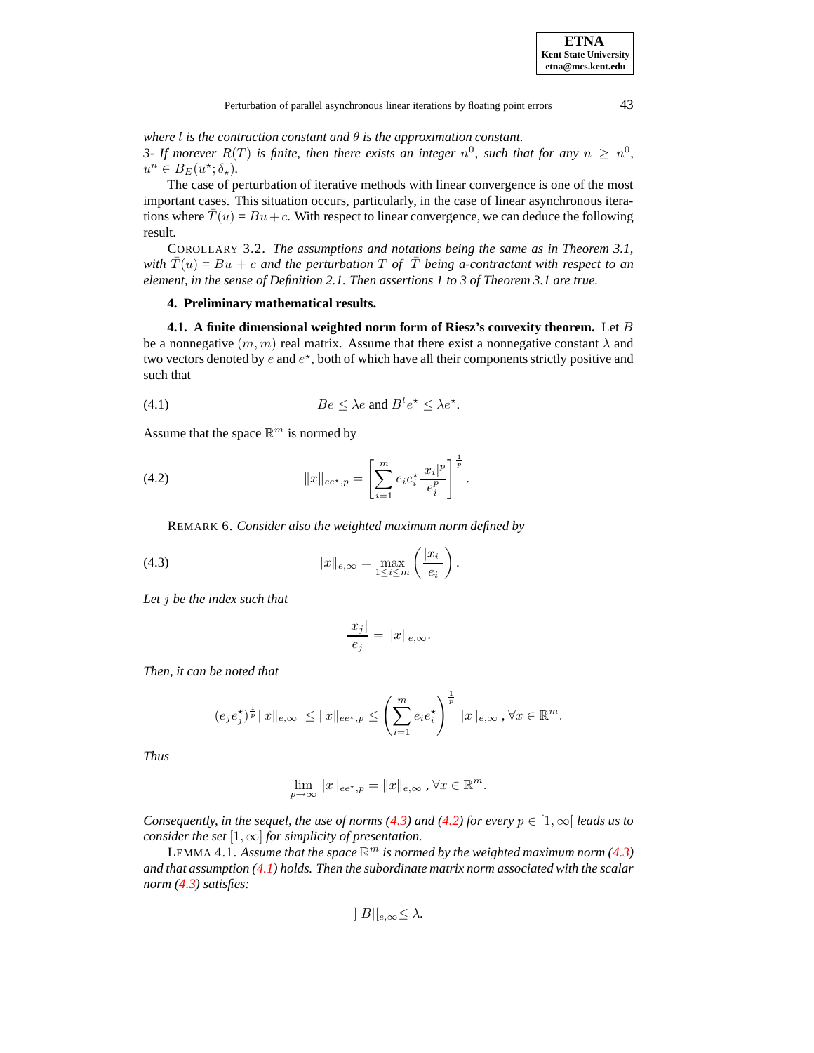*where $l$ is the contraction constant and $\theta$ is the approximation constant.*
*3- If morever $R(T)$ is finite, then there exists an integer $n^0$, such that for any $n \geq n^0$, $u^n \in B_E(u^\star; \delta_\star)$.*

The case of perturbation of iterative methods with linear convergence is one of the most important cases. This situation occurs, particularly, in the case of linear asynchronous iterations where $\bar{T}(u) = Bu + c$. With respect to linear convergence, we can deduce the following result.

COROLLARY 3.2. *The assumptions and notations being the same as in Theorem 3.1, with $\bar{T}(u) = Bu + c$ and the perturbation $T$ of $\bar{T}$ being a-contractant with respect to an element, in the sense of Definition 2.1. Then assertions 1 to 3 of Theorem 3.1 are true.*

## 4. Preliminary mathematical results.

**4.1. A finite dimensional weighted norm form of Riesz's convexity theorem.** Let $B$ be a nonnegative $(m, m)$ real matrix. Assume that there exist a nonnegative constant $\lambda$ and two vectors denoted by $e$ and $e^\star$, both of which have all their components strictly positive and such that

$$Be \leq \lambda e \text{ and } B^t e^\star \leq \lambda e^\star. \tag{4.1}$$

Assume that the space $\mathbb{R}^m$ is normed by

$$\|x\|_{ee^\star,p} = \left[\sum_{i=1}^{m} e_i e_i^\star \frac{|x_i|^p}{e_i^p}\right]^{\frac{1}{p}}. \tag{4.2}$$

REMARK 6. *Consider also the weighted maximum norm defined by*

$$\|x\|_{e,\infty} = \max_{1 \leq i \leq m}\left(\frac{|x_i|}{e_i}\right). \tag{4.3}$$

*Let $j$ be the index such that*

$$\frac{|x_j|}{e_j} = \|x\|_{e,\infty}.$$

*Then, it can be noted that*

$$(e_j e_j^\star)^{\frac{1}{p}} \|x\|_{e,\infty} \ \leq \|x\|_{ee^\star,p} \leq \left(\sum_{i=1}^{m} e_i e_i^\star\right)^{\frac{1}{p}} \|x\|_{e,\infty}\ , \forall x \in \mathbb{R}^m.$$

*Thus*

$$\lim_{p \to \infty} \|x\|_{ee^\star,p} = \|x\|_{e,\infty}\ , \forall x \in \mathbb{R}^m.$$

*Consequently, in the sequel, the use of norms (4.3) and (4.2) for every $p \in [1, \infty[$ leads us to consider the set $[1, \infty]$ for simplicity of presentation.*

LEMMA 4.1. *Assume that the space $\mathbb{R}^m$ is normed by the weighted maximum norm (4.3) and that assumption (4.1) holds. Then the subordinate matrix norm associated with the scalar norm (4.3) satisfies:*

$$]|B|[_{e,\infty} \leq \lambda.$$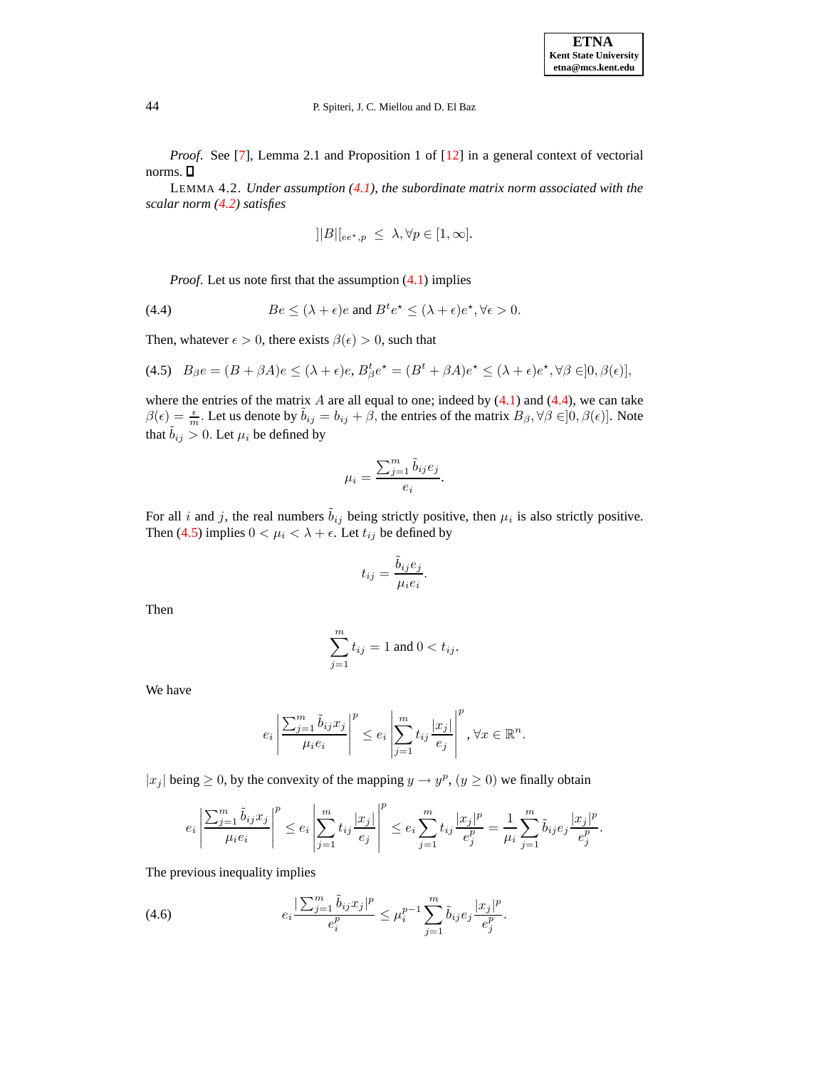*Proof*. See [7], Lemma 2.1 and Proposition 1 of [12] in a general context of vectorial norms. ☐

LEMMA 4.2. *Under assumption (4.1), the subordinate matrix norm associated with the scalar norm (4.2) satisfies*

$$]|B|[_{ee^\star,p} \leq \lambda, \forall p \in [1,\infty].$$

*Proof*. Let us note first that the assumption (4.1) implies

$$Be \leq (\lambda+\epsilon)e \text{ and } B^t e^\star \leq (\lambda+\epsilon)e^\star, \forall \epsilon > 0. \tag{4.4}$$

Then, whatever $\epsilon > 0$, there exists $\beta(\epsilon) > 0$, such that

$$B_\beta e = (B+\beta A)e \leq (\lambda+\epsilon)e,\, B_\beta^t e^\star = (B^t+\beta A)e^\star \leq (\lambda+\epsilon)e^\star, \forall \beta \in ]0,\beta(\epsilon)], \tag{4.5}$$

where the entries of the matrix $A$ are all equal to one; indeed by (4.1) and (4.4), we can take $\beta(\epsilon) = \frac{\epsilon}{m}$. Let us denote by $\tilde{b}_{ij} = b_{ij} + \beta$, the entries of the matrix $B_\beta, \forall \beta \in ]0,\beta(\epsilon)]$. Note that $\tilde{b}_{ij} > 0$. Let $\mu_i$ be defined by

$$\mu_i = \frac{\sum_{j=1}^m \tilde{b}_{ij} e_j}{e_i}.$$

For all $i$ and $j$, the real numbers $\tilde{b}_{ij}$ being strictly positive, then $\mu_i$ is also strictly positive. Then (4.5) implies $0 < \mu_i < \lambda + \epsilon$. Let $t_{ij}$ be defined by

$$t_{ij} = \frac{\tilde{b}_{ij} e_j}{\mu_i e_i}.$$

Then

$$\sum_{j=1}^m t_{ij} = 1 \text{ and } 0 < t_{ij}.$$

We have

$$e_i \left| \frac{\sum_{j=1}^m \tilde{b}_{ij} x_j}{\mu_i e_i} \right|^p \leq e_i \left| \sum_{j=1}^m t_{ij} \frac{|x_j|}{e_j} \right|^p, \forall x \in \mathbb{R}^n.$$

$|x_j|$ being $\geq 0$, by the convexity of the mapping $y \to y^p$, $(y \geq 0)$ we finally obtain

$$e_i \left| \frac{\sum_{j=1}^m \tilde{b}_{ij} x_j}{\mu_i e_i} \right|^p \leq e_i \left| \sum_{j=1}^m t_{ij} \frac{|x_j|}{e_j} \right|^p \leq e_i \sum_{j=1}^m t_{ij} \frac{|x_j|^p}{e_j^p} = \frac{1}{\mu_i} \sum_{j=1}^m \tilde{b}_{ij} e_j \frac{|x_j|^p}{e_j^p}.$$

The previous inequality implies

$$e_i \frac{|\sum_{j=1}^m \tilde{b}_{ij} x_j|^p}{e_i^p} \leq \mu_i^{p-1} \sum_{j=1}^m \tilde{b}_{ij} e_j \frac{|x_j|^p}{e_j^p}. \tag{4.6}$$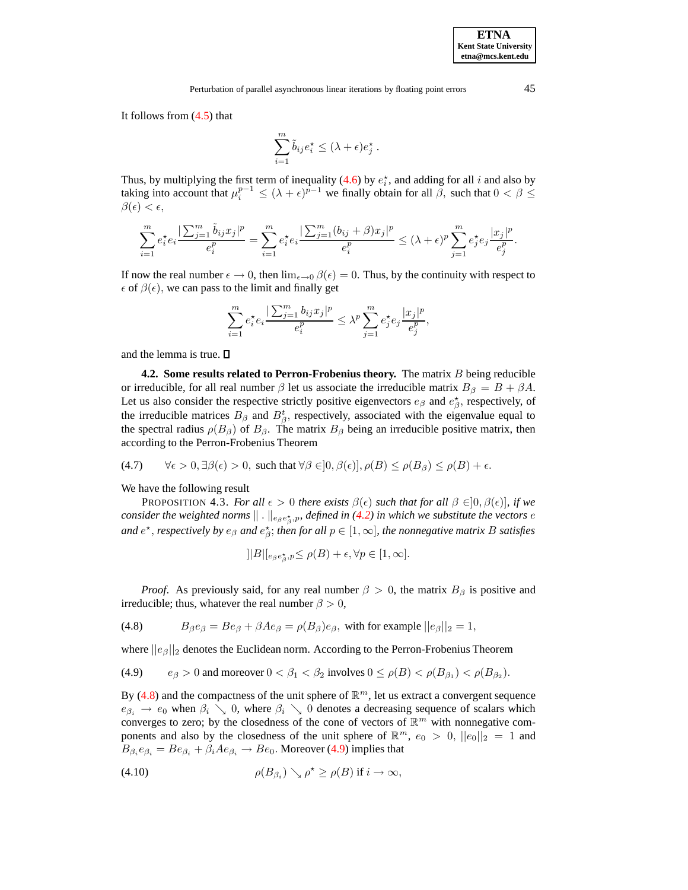It follows from (4.5) that

$$\sum_{i=1}^{m} \tilde{b}_{ij} e_i^\star \leq (\lambda + \epsilon) e_j^\star \,.$$

Thus, by multiplying the first term of inequality (4.6) by $e_i^\star$, and adding for all $i$ and also by taking into account that $\mu_i^{p-1} \leq (\lambda+\epsilon)^{p-1}$ we finally obtain for all $\beta$, such that $0 < \beta \leq \beta(\epsilon) < \epsilon$,

$$\sum_{i=1}^{m} e_i^\star e_i \frac{|\sum_{j=1}^{m} \tilde{b}_{ij} x_j|^p}{e_i^p} = \sum_{i=1}^{m} e_i^\star e_i \frac{|\sum_{j=1}^{m} (b_{ij} + \beta) x_j|^p}{e_i^p} \leq (\lambda+\epsilon)^p \sum_{j=1}^{m} e_j^\star e_j \frac{|x_j|^p}{e_j^p}.$$

If now the real number $\epsilon \to 0$, then $\lim_{\epsilon \to 0} \beta(\epsilon) = 0$. Thus, by the continuity with respect to $\epsilon$ of $\beta(\epsilon)$, we can pass to the limit and finally get

$$\sum_{i=1}^{m} e_i^\star e_i \frac{|\sum_{j=1}^{m} b_{ij} x_j|^p}{e_i^p} \leq \lambda^p \sum_{j=1}^{m} e_j^\star e_j \frac{|x_j|^p}{e_j^p},$$

and the lemma is true. ◻

**4.2. Some results related to Perron-Frobenius theory.** The matrix $B$ being reducible or irreducible, for all real number $\beta$ let us associate the irreducible matrix $B_\beta = B + \beta A$. Let us also consider the respective strictly positive eigenvectors $e_\beta$ and $e_\beta^\star$, respectively, of the irreducible matrices $B_\beta$ and $B_\beta^t$, respectively, associated with the eigenvalue equal to the spectral radius $\rho(B_\beta)$ of $B_\beta$. The matrix $B_\beta$ being an irreducible positive matrix, then according to the Perron-Frobenius Theorem

$$\forall \epsilon > 0, \exists \beta(\epsilon) > 0, \text{ such that } \forall \beta \in ]0, \beta(\epsilon)], \rho(B) \leq \rho(B_\beta) \leq \rho(B) + \epsilon. \tag{4.7}$$

We have the following result

PROPOSITION 4.3. *For all $\epsilon > 0$ there exists $\beta(\epsilon)$ such that for all $\beta \in ]0, \beta(\epsilon)]$, if we consider the weighted norms $\| \,.\, \|_{e_\beta e_\beta^\star, p}$, defined in (4.2) in which we substitute the vectors $e$ and $e^\star$, respectively by $e_\beta$ and $e_\beta^\star$; then for all $p \in [1, \infty]$, the nonnegative matrix $B$ satisfies*

$$]|B|[_{e_\beta e_\beta^\star, p} \leq \rho(B) + \epsilon, \forall p \in [1, \infty].$$

*Proof.* As previously said, for any real number $\beta > 0$, the matrix $B_\beta$ is positive and irreducible; thus, whatever the real number $\beta > 0$,

$$B_\beta e_\beta = B e_\beta + \beta A e_\beta = \rho(B_\beta) e_\beta, \text{ with for example } ||e_\beta||_2 = 1, \tag{4.8}$$

where $||e_\beta||_2$ denotes the Euclidean norm. According to the Perron-Frobenius Theorem

$$e_\beta > 0 \text{ and moreover } 0 < \beta_1 < \beta_2 \text{ involves } 0 \leq \rho(B) < \rho(B_{\beta_1}) < \rho(B_{\beta_2}). \tag{4.9}$$

By (4.8) and the compactness of the unit sphere of $\mathbb{R}^m$, let us extract a convergent sequence $e_{\beta_i} \to e_0$ when $\beta_i \searrow 0$, where $\beta_i \searrow 0$ denotes a decreasing sequence of scalars which converges to zero; by the closedness of the cone of vectors of $\mathbb{R}^m$ with nonnegative components and also by the closedness of the unit sphere of $\mathbb{R}^m$, $e_0 > 0$, $||e_0||_2 = 1$ and $B_{\beta_i} e_{\beta_i} = B e_{\beta_i} + \beta_i A e_{\beta_i} \to B e_0$. Moreover (4.9) implies that

$$\rho(B_{\beta_i}) \searrow \rho^\star \geq \rho(B) \text{ if } i \to \infty, \tag{4.10}$$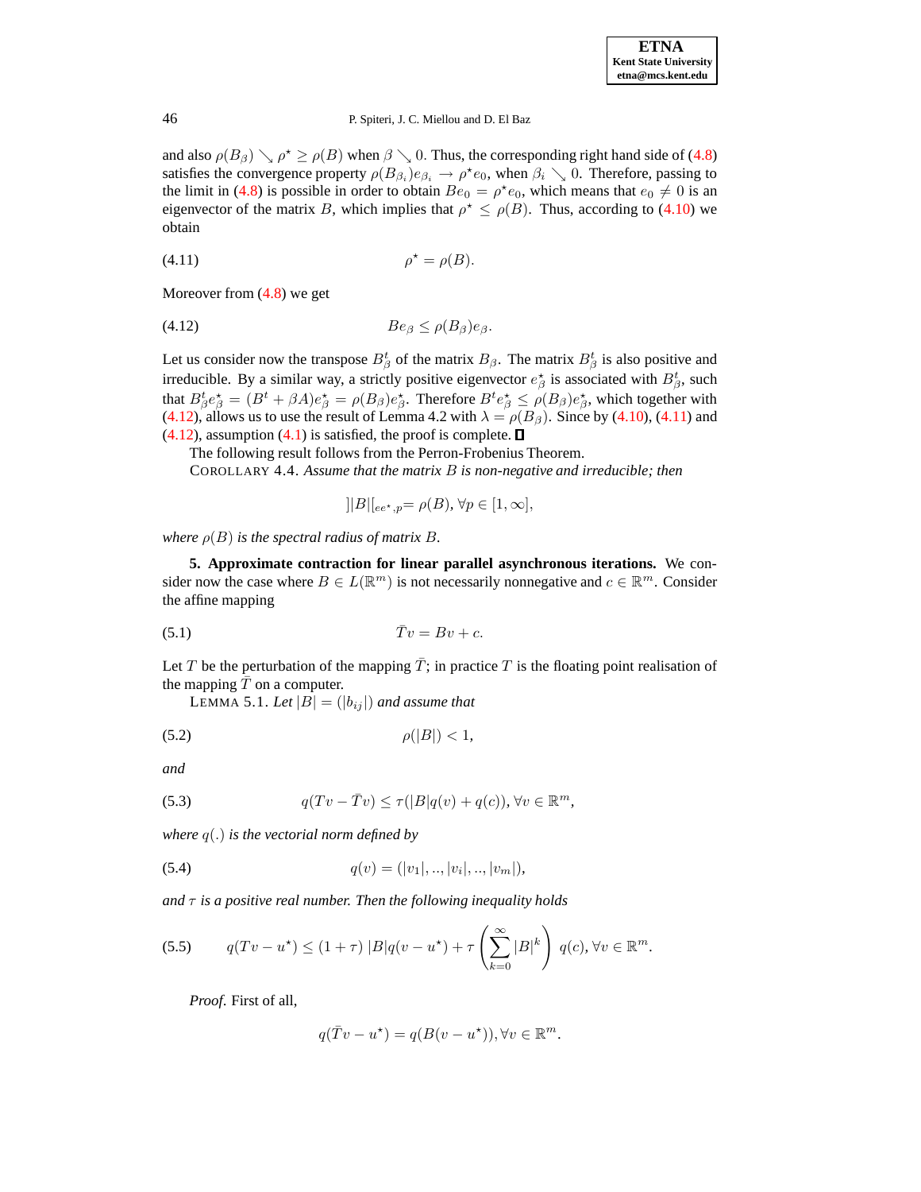and also $\rho(B_\beta) \searrow \rho^\star \geq \rho(B)$ when $\beta \searrow 0$. Thus, the corresponding right hand side of (4.8) satisfies the convergence property $\rho(B_{\beta_i})e_{\beta_i} \to \rho^\star e_0$, when $\beta_i \searrow 0$. Therefore, passing to the limit in (4.8) is possible in order to obtain $Be_0 = \rho^\star e_0$, which means that $e_0 \neq 0$ is an eigenvector of the matrix $B$, which implies that $\rho^\star \leq \rho(B)$. Thus, according to (4.10) we obtain

$$\rho^\star = \rho(B). \tag{4.11}$$

Moreover from (4.8) we get

$$Be_\beta \leq \rho(B_\beta)e_\beta. \tag{4.12}$$

Let us consider now the transpose $B^t_\beta$ of the matrix $B_\beta$. The matrix $B^t_\beta$ is also positive and irreducible. By a similar way, a strictly positive eigenvector $e^\star_\beta$ is associated with $B^t_\beta$, such that $B^t_\beta e^\star_\beta = (B^t + \beta A)e^\star_\beta = \rho(B_\beta)e^\star_\beta$. Therefore $B^t e^\star_\beta \leq \rho(B_\beta)e^\star_\beta$, which together with (4.12), allows us to use the result of Lemma 4.2 with $\lambda = \rho(B_\beta)$. Since by (4.10), (4.11) and (4.12), assumption (4.1) is satisfied, the proof is complete. ∎

The following result follows from the Perron-Frobenius Theorem.

COROLLARY 4.4. *Assume that the matrix $B$ is non-negative and irreducible; then*

$$]|B|[_{ee^\star,p} = \rho(B), \forall p \in [1, \infty],$$

*where $\rho(B)$ is the spectral radius of matrix $B$.*

**5. Approximate contraction for linear parallel asynchronous iterations.** We consider now the case where $B \in L(\mathbb{R}^m)$ is not necessarily nonnegative and $c \in \mathbb{R}^m$. Consider the affine mapping

$$\bar{T}v = Bv + c. \tag{5.1}$$

Let $T$ be the perturbation of the mapping $\bar{T}$; in practice $T$ is the floating point realisation of the mapping $\bar{T}$ on a computer.

LEMMA 5.1. *Let $|B| = (|b_{ij}|)$ and assume that*

$$\rho(|B|) < 1, \tag{5.2}$$

*and*

$$q(Tv - \bar{T}v) \leq \tau(|B|q(v) + q(c)), \forall v \in \mathbb{R}^m, \tag{5.3}$$

*where $q(.)$ is the vectorial norm defined by*

$$q(v) = (|v_1|, .., |v_i|, .., |v_m|), \tag{5.4}$$

*and $\tau$ is a positive real number. Then the following inequality holds*

$$q(Tv - u^\star) \leq (1 + \tau)\ |B|q(v - u^\star) + \tau \left(\sum_{k=0}^{\infty} |B|^k\right)\ q(c), \forall v \in \mathbb{R}^m. \tag{5.5}$$

*Proof.* First of all,

$$q(\bar{T}v - u^\star) = q(B(v - u^\star)), \forall v \in \mathbb{R}^m.$$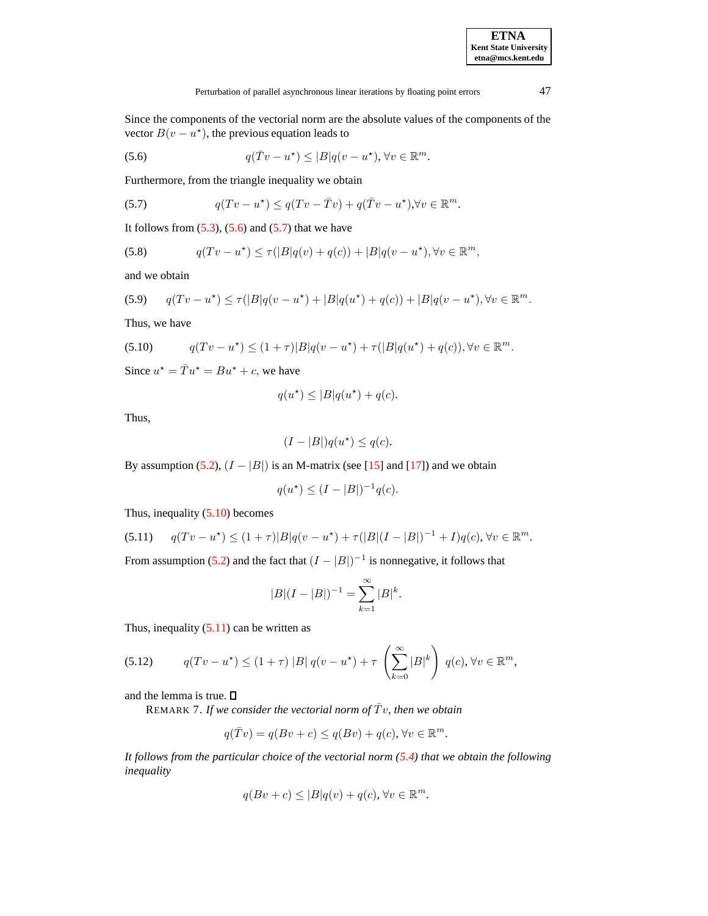Since the components of the vectorial norm are the absolute values of the components of the vector $B(v - u^\star)$, the previous equation leads to

$$q(\bar{T}v - u^\star) \leq |B|q(v - u^\star), \forall v \in \mathbb{R}^m. \tag{5.6}$$

Furthermore, from the triangle inequality we obtain

$$q(Tv - u^\star) \leq q(Tv - \bar{T}v) + q(\bar{T}v - u^\star), \forall v \in \mathbb{R}^m. \tag{5.7}$$

It follows from (5.3), (5.6) and (5.7) that we have

$$q(Tv - u^\star) \leq \tau(|B|q(v) + q(c)) + |B|q(v - u^\star), \forall v \in \mathbb{R}^m, \tag{5.8}$$

and we obtain

$$q(Tv - u^\star) \leq \tau(|B|q(v - u^\star) + |B|q(u^\star) + q(c)) + |B|q(v - u^\star), \forall v \in \mathbb{R}^m. \tag{5.9}$$

Thus, we have

$$q(Tv - u^\star) \leq (1 + \tau)|B|q(v - u^\star) + \tau(|B|q(u^\star) + q(c)), \forall v \in \mathbb{R}^m. \tag{5.10}$$

Since $u^\star = \bar{T}u^\star = Bu^\star + c$, we have

$$q(u^\star) \leq |B|q(u^\star) + q(c).$$

Thus,

$$(I - |B|)q(u^\star) \leq q(c).$$

By assumption (5.2), $(I - |B|)$ is an M-matrix (see [15] and [17]) and we obtain

$$q(u^\star) \leq (I - |B|)^{-1}q(c).$$

Thus, inequality (5.10) becomes

$$q(Tv - u^\star) \leq (1 + \tau)|B|q(v - u^\star) + \tau(|B|(I - |B|)^{-1} + I)q(c), \forall v \in \mathbb{R}^m. \tag{5.11}$$

From assumption (5.2) and the fact that $(I - |B|)^{-1}$ is nonnegative, it follows that

$$|B|(I - |B|)^{-1} = \sum_{k=1}^{\infty} |B|^k.$$

Thus, inequality (5.11) can be written as

$$q(Tv - u^\star) \leq (1 + \tau)\, |B|\, q(v - u^\star) + \tau \left( \sum_{k=0}^{\infty} |B|^k \right) q(c), \forall v \in \mathbb{R}^m, \tag{5.12}$$

and the lemma is true. □

REMARK 7. *If we consider the vectorial norm of $\bar{T}v$, then we obtain*

$$q(\bar{T}v) = q(Bv + c) \leq q(Bv) + q(c), \forall v \in \mathbb{R}^m.$$

*It follows from the particular choice of the vectorial norm (5.4) that we obtain the following inequality*

$$q(Bv + c) \leq |B|q(v) + q(c), \forall v \in \mathbb{R}^m.$$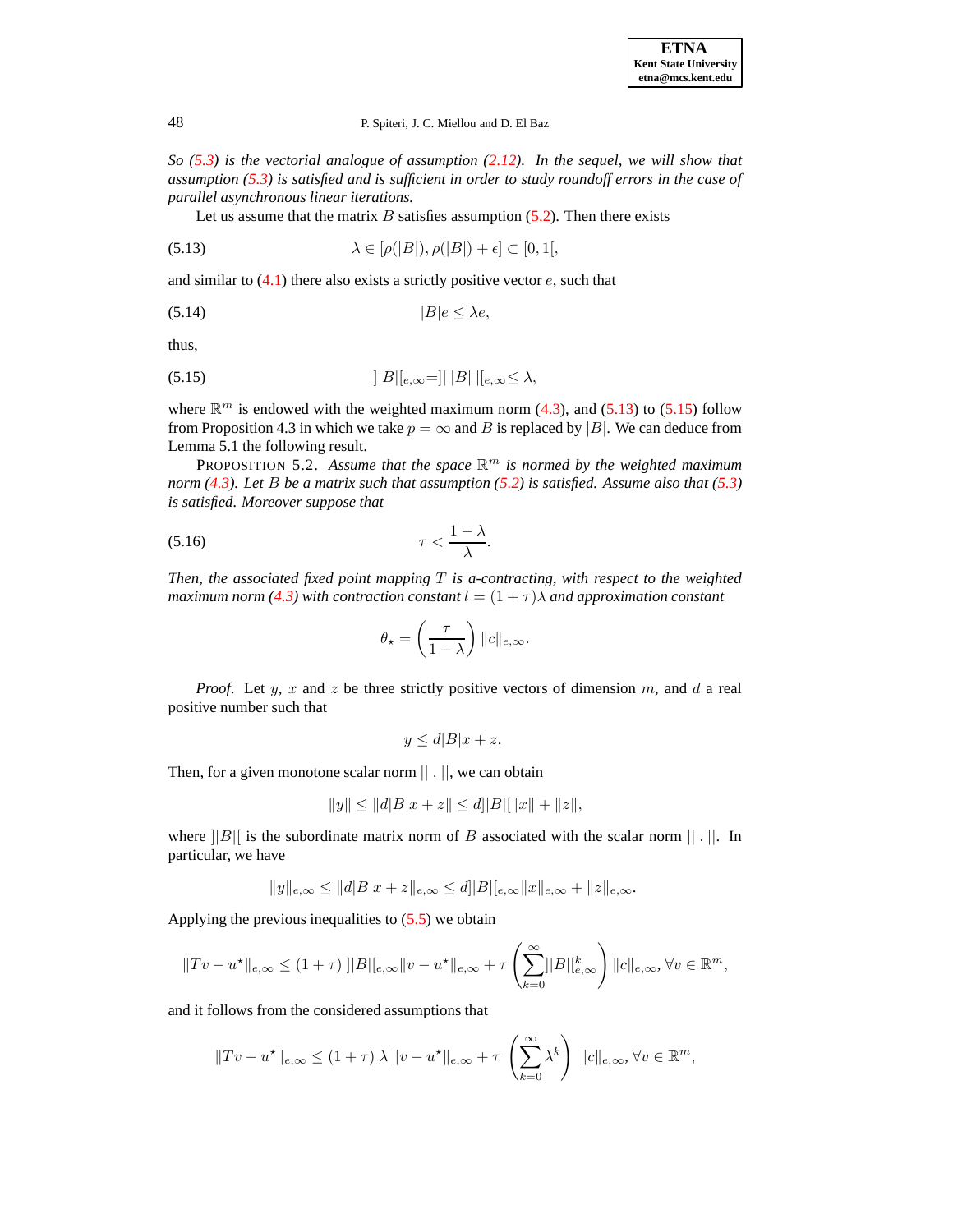*So (5.3) is the vectorial analogue of assumption (2.12). In the sequel, we will show that assumption (5.3) is satisfied and is sufficient in order to study roundoff errors in the case of parallel asynchronous linear iterations.*

Let us assume that the matrix $B$ satisfies assumption (5.2). Then there exists

$$\lambda \in [\rho(|B|), \rho(|B|) + \epsilon] \subset [0, 1[, \tag{5.13}$$

and similar to (4.1) there also exists a strictly positive vector $e$, such that

$$|B|e \leq \lambda e, \tag{5.14}$$

thus,

$$]|B|[_{e,\infty} = ]|\, |B|\, |[_{e,\infty} \leq \lambda, \tag{5.15}$$

where $\mathbb{R}^m$ is endowed with the weighted maximum norm (4.3), and (5.13) to (5.15) follow from Proposition 4.3 in which we take $p = \infty$ and $B$ is replaced by $|B|$. We can deduce from Lemma 5.1 the following result.

PROPOSITION 5.2. *Assume that the space $\mathbb{R}^m$ is normed by the weighted maximum norm (4.3). Let $B$ be a matrix such that assumption (5.2) is satisfied. Assume also that (5.3) is satisfied. Moreover suppose that*

$$\tau < \frac{1-\lambda}{\lambda}. \tag{5.16}$$

*Then, the associated fixed point mapping $T$ is a-contracting, with respect to the weighted maximum norm (4.3) with contraction constant $l = (1+\tau)\lambda$ and approximation constant*

$$\theta_\star = \left(\frac{\tau}{1-\lambda}\right) \|c\|_{e,\infty}.$$

*Proof*. Let $y$, $x$ and $z$ be three strictly positive vectors of dimension $m$, and $d$ a real positive number such that

$$y \leq d|B|x + z.$$

Then, for a given monotone scalar norm $||\,.\,||$, we can obtain

$$\|y\| \leq \|d|B|x + z\| \leq d]|B|[\|x\| + \|z\|,$$

where $]|B|[$ is the subordinate matrix norm of $B$ associated with the scalar norm $||\,.\,||$. In particular, we have

$$\|y\|_{e,\infty} \leq \|d|B|x + z\|_{e,\infty} \leq d]|B|[_{e,\infty}\|x\|_{e,\infty} + \|z\|_{e,\infty}.$$

Applying the previous inequalities to (5.5) we obtain

$$\|Tv - u^\star\|_{e,\infty} \leq (1+\tau)\,]|B|[_{e,\infty}\|v - u^\star\|_{e,\infty} + \tau\left(\sum_{k=0}^{\infty}]|B|[^k_{e,\infty}\right)\|c\|_{e,\infty}, \forall v \in \mathbb{R}^m,$$

and it follows from the considered assumptions that

$$\|Tv - u^\star\|_{e,\infty} \leq (1+\tau)\,\lambda\,\|v - u^\star\|_{e,\infty} + \tau\,\left(\sum_{k=0}^{\infty}\lambda^k\right)\,\|c\|_{e,\infty}, \forall v \in \mathbb{R}^m,$$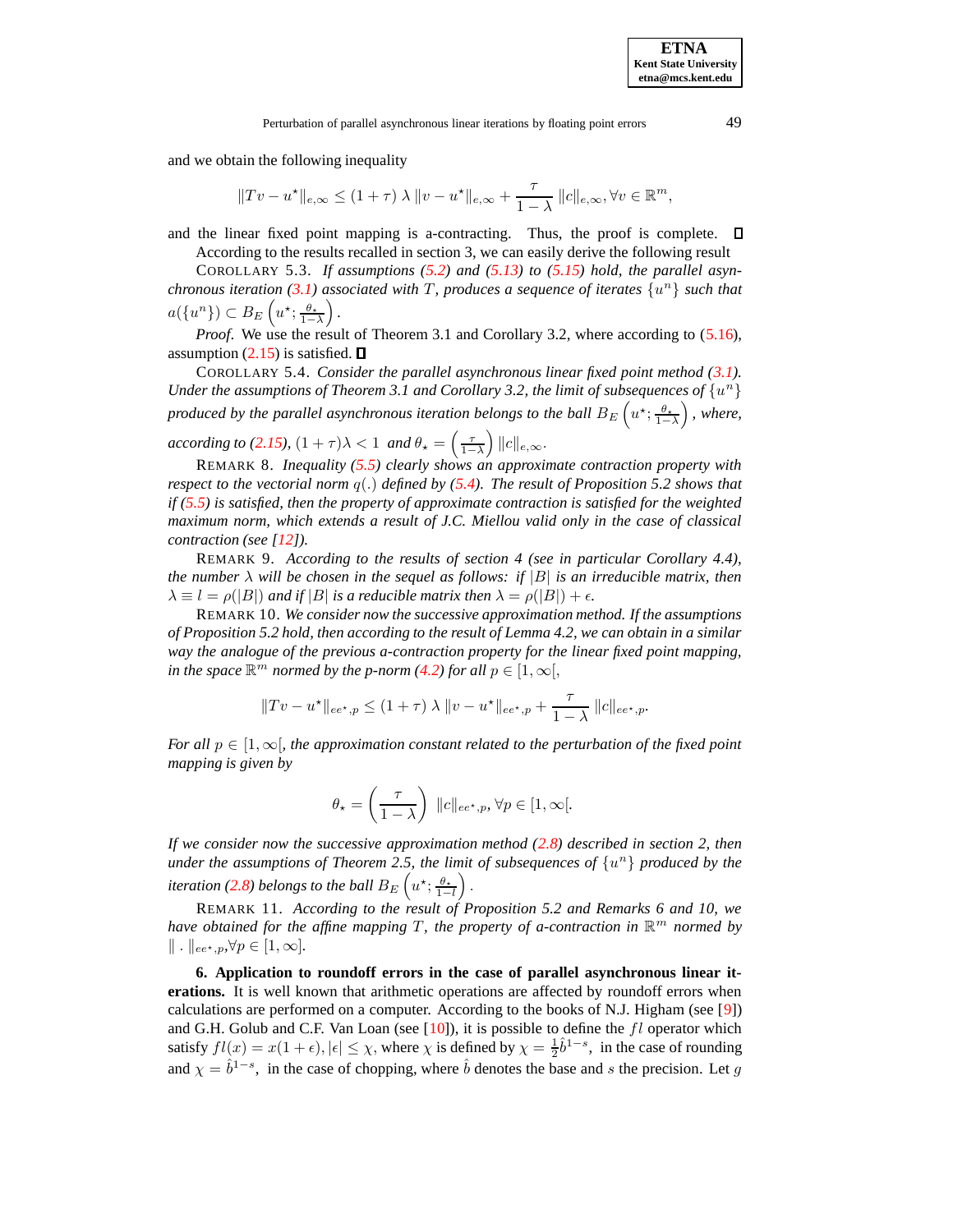and we obtain the following inequality

$$\|Tv - u^\star\|_{e,\infty} \leq (1+\tau)\,\lambda\,\|v - u^\star\|_{e,\infty} + \frac{\tau}{1-\lambda}\,\|c\|_{e,\infty}, \forall v \in \mathbb{R}^m,$$

and the linear fixed point mapping is a-contracting. Thus, the proof is complete. ◻

According to the results recalled in section 3, we can easily derive the following result

COROLLARY 5.3. *If assumptions (5.2) and (5.13) to (5.15) hold, the parallel asynchronous iteration (3.1) associated with $T$, produces a sequence of iterates $\{u^n\}$ such that $a(\{u^n\}) \subset B_E\left(u^\star; \frac{\theta_\star}{1-\lambda}\right)$.*

*Proof.* We use the result of Theorem 3.1 and Corollary 3.2, where according to (5.16), assumption (2.15) is satisfied. ◻

COROLLARY 5.4. *Consider the parallel asynchronous linear fixed point method (3.1). Under the assumptions of Theorem 3.1 and Corollary 3.2, the limit of subsequences of $\{u^n\}$ produced by the parallel asynchronous iteration belongs to the ball $B_E\left(u^\star; \frac{\theta_\star}{1-\lambda}\right)$, where, according to (2.15), $(1+\tau)\lambda < 1$ and $\theta_\star = \left(\frac{\tau}{1-\lambda}\right)\|c\|_{e,\infty}$.*

REMARK 8. *Inequality (5.5) clearly shows an approximate contraction property with respect to the vectorial norm $q(.)$ defined by (5.4). The result of Proposition 5.2 shows that if (5.5) is satisfied, then the property of approximate contraction is satisfied for the weighted maximum norm, which extends a result of J.C. Miellou valid only in the case of classical contraction (see [12]).*

REMARK 9. *According to the results of section 4 (see in particular Corollary 4.4), the number $\lambda$ will be chosen in the sequel as follows: if $|B|$ is an irreducible matrix, then $\lambda \equiv l = \rho(|B|)$ and if $|B|$ is a reducible matrix then $\lambda = \rho(|B|) + \epsilon$.*

REMARK 10. *We consider now the successive approximation method. If the assumptions of Proposition 5.2 hold, then according to the result of Lemma 4.2, we can obtain in a similar way the analogue of the previous a-contraction property for the linear fixed point mapping, in the space $\mathbb{R}^m$ normed by the p-norm (4.2) for all $p \in [1,\infty[$,*

$$\|Tv - u^\star\|_{ee^\star,p} \leq (1+\tau)\,\lambda\,\|v - u^\star\|_{ee^\star,p} + \frac{\tau}{1-\lambda}\,\|c\|_{ee^\star,p}.$$

*For all $p \in [1,\infty[$, the approximation constant related to the perturbation of the fixed point mapping is given by*

$$\theta_\star = \left(\frac{\tau}{1-\lambda}\right)\,\|c\|_{ee^\star,p}, \forall p \in [1,\infty[.$$

*If we consider now the successive approximation method (2.8) described in section 2, then under the assumptions of Theorem 2.5, the limit of subsequences of $\{u^n\}$ produced by the iteration (2.8) belongs to the ball $B_E\left(u^\star; \frac{\theta_\star}{1-l}\right)$.*

REMARK 11. *According to the result of Proposition 5.2 and Remarks 6 and 10, we have obtained for the affine mapping $T$, the property of a-contraction in $\mathbb{R}^m$ normed by $\|\,.\,\|_{ee^\star,p}, \forall p \in [1,\infty]$.*

**6. Application to roundoff errors in the case of parallel asynchronous linear iterations.** It is well known that arithmetic operations are affected by roundoff errors when calculations are performed on a computer. According to the books of N.J. Higham (see [9]) and G.H. Golub and C.F. Van Loan (see [10]), it is possible to define the $fl$ operator which satisfy $fl(x) = x(1+\epsilon), |\epsilon| \leq \chi$, where $\chi$ is defined by $\chi = \frac{1}{2}\hat{b}^{1-s}$, in the case of rounding and $\chi = \hat{b}^{1-s}$, in the case of chopping, where $\hat{b}$ denotes the base and $s$ the precision. Let $g$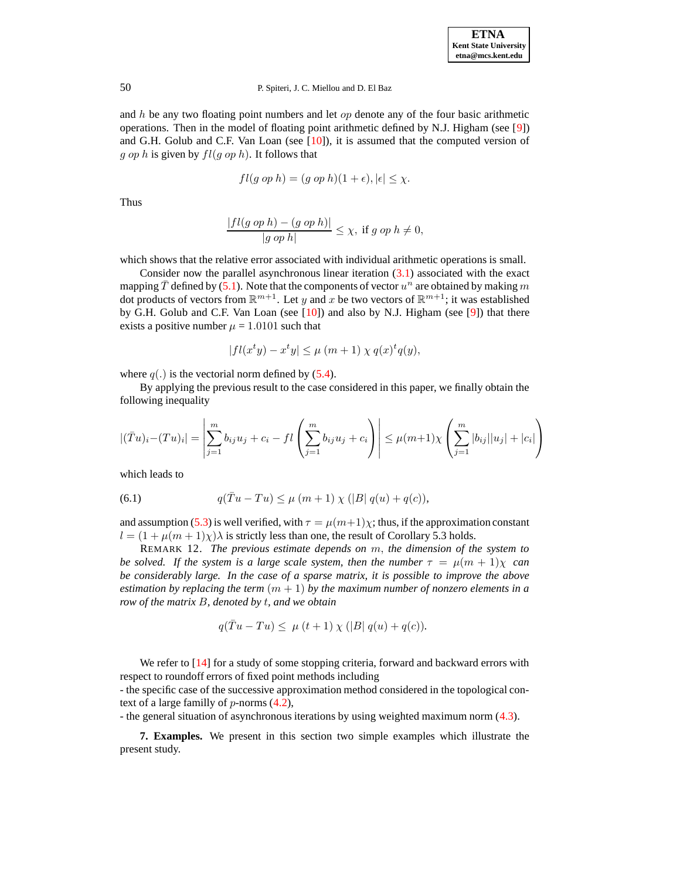and $h$ be any two floating point numbers and let $op$ denote any of the four basic arithmetic operations. Then in the model of floating point arithmetic defined by N.J. Higham (see [9]) and G.H. Golub and C.F. Van Loan (see [10]), it is assumed that the computed version of $g\ op\ h$ is given by $fl(g\ op\ h)$. It follows that

$$fl(g\ op\ h) = (g\ op\ h)(1+\epsilon), |\epsilon| \leq \chi.$$

Thus

$$\frac{|fl(g\ op\ h) - (g\ op\ h)|}{|g\ op\ h|} \leq \chi, \text{ if } g\ op\ h \neq 0,$$

which shows that the relative error associated with individual arithmetic operations is small.

Consider now the parallel asynchronous linear iteration (3.1) associated with the exact mapping $\bar{T}$ defined by (5.1). Note that the components of vector $u^n$ are obtained by making $m$ dot products of vectors from $\mathbb{R}^{m+1}$. Let $y$ and $x$ be two vectors of $\mathbb{R}^{m+1}$; it was established by G.H. Golub and C.F. Van Loan (see [10]) and also by N.J. Higham (see [9]) that there exists a positive number $\mu = 1.0101$ such that

$$|fl(x^t y) - x^t y| \leq \mu\ (m+1)\ \chi\ q(x)^t q(y),$$

where $q(.)$ is the vectorial norm defined by (5.4).

By applying the previous result to the case considered in this paper, we finally obtain the following inequality

$$|(\bar{T}u)_i - (Tu)_i| = \left| \sum_{j=1}^{m} b_{ij}u_j + c_i - fl\left(\sum_{j=1}^{m} b_{ij}u_j + c_i\right)\right| \leq \mu(m+1)\chi \left(\sum_{j=1}^{m} |b_{ij}||u_j| + |c_i|\right)$$

which leads to

$$q(\bar{T}u - Tu) \leq \mu\ (m+1)\ \chi\ (|B|\ q(u) + q(c)), \tag{6.1}$$

and assumption (5.3) is well verified, with $\tau = \mu(m+1)\chi$; thus, if the approximation constant $l = (1+\mu(m+1)\chi)\lambda$ is strictly less than one, the result of Corollary 5.3 holds.

REMARK 12. *The previous estimate depends on $m$, the dimension of the system to be solved. If the system is a large scale system, then the number $\tau = \mu(m+1)\chi$ can be considerably large. In the case of a sparse matrix, it is possible to improve the above estimation by replacing the term $(m+1)$ by the maximum number of nonzero elements in a row of the matrix $B$, denoted by $t$, and we obtain*

$$q(\bar{T}u - Tu) \leq\ \mu\ (t+1)\ \chi\ (|B|\ q(u) + q(c)).$$

We refer to [14] for a study of some stopping criteria, forward and backward errors with respect to roundoff errors of fixed point methods including

- the specific case of the successive approximation method considered in the topological context of a large familly of $p$-norms (4.2),
- the general situation of asynchronous iterations by using weighted maximum norm (4.3).

**7. Examples.** We present in this section two simple examples which illustrate the present study.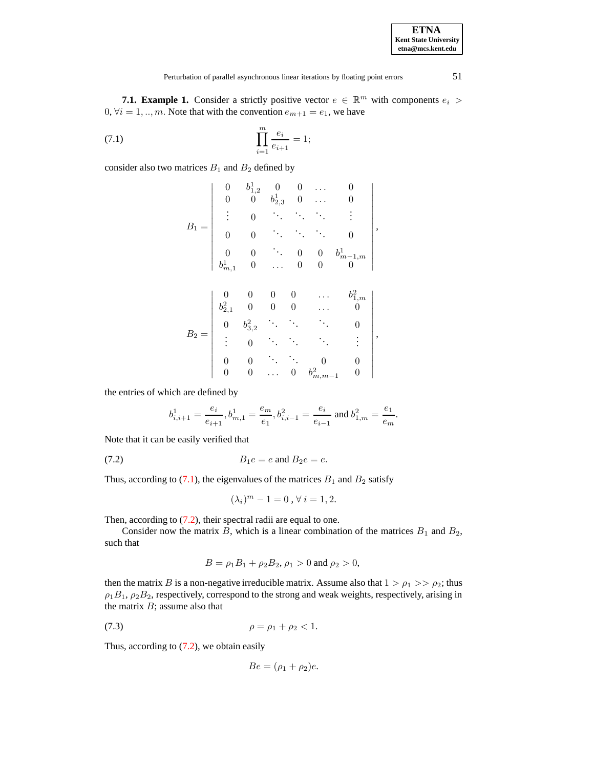**7.1. Example 1.** Consider a strictly positive vector $e \in \mathbb{R}^m$ with components $e_i > 0, \forall i = 1, .., m$. Note that with the convention $e_{m+1} = e_1$, we have

$$\prod_{i=1}^{m} \frac{e_i}{e_{i+1}} = 1; \tag{7.1}$$

consider also two matrices $B_1$ and $B_2$ defined by

$$B_1 = \begin{vmatrix} 0 & b^1_{1,2} & 0 & 0 & \dots & 0 \\ 0 & 0 & b^1_{2,3} & 0 & \dots & 0 \\ \vdots & 0 & \ddots & \ddots & \ddots & \vdots \\ 0 & 0 & \ddots & \ddots & \ddots & 0 \\ 0 & 0 & \ddots & 0 & 0 & b^1_{m-1,m} \\ b^1_{m,1} & 0 & \dots & 0 & 0 & 0 \end{vmatrix},$$

$$B_2 = \begin{vmatrix} 0 & 0 & 0 & 0 & \dots & b^2_{1,m} \\ b^2_{2,1} & 0 & 0 & 0 & \dots & 0 \\ 0 & b^2_{3,2} & \ddots & \ddots & \ddots & 0 \\ \vdots & 0 & \ddots & \ddots & \ddots & \vdots \\ 0 & 0 & \ddots & \ddots & 0 & 0 \\ 0 & 0 & \dots & 0 & b^2_{m,m-1} & 0 \end{vmatrix},$$

the entries of which are defined by

$$b^1_{i,i+1} = \frac{e_i}{e_{i+1}}, b^1_{m,1} = \frac{e_m}{e_1}, b^2_{i,i-1} = \frac{e_i}{e_{i-1}} \text{ and } b^2_{1,m} = \frac{e_1}{e_m}.$$

Note that it can be easily verified that

$$B_1 e = e \text{ and } B_2 e = e. \tag{7.2}$$

Thus, according to (7.1), the eigenvalues of the matrices $B_1$ and $B_2$ satisfy

$$(\lambda_i)^m - 1 = 0 \,, \forall\, i = 1, 2.$$

Then, according to (7.2), their spectral radii are equal to one.

Consider now the matrix $B$, which is a linear combination of the matrices $B_1$ and $B_2$, such that

$$B = \rho_1 B_1 + \rho_2 B_2, \, \rho_1 > 0 \text{ and } \rho_2 > 0,$$

then the matrix $B$ is a non-negative irreducible matrix. Assume also that $1 > \rho_1 >> \rho_2$; thus $\rho_1 B_1$, $\rho_2 B_2$, respectively, correspond to the strong and weak weights, respectively, arising in the matrix $B$; assume also that

$$\rho = \rho_1 + \rho_2 < 1. \tag{7.3}$$

Thus, according to (7.2), we obtain easily

$$Be = (\rho_1 + \rho_2)e.$$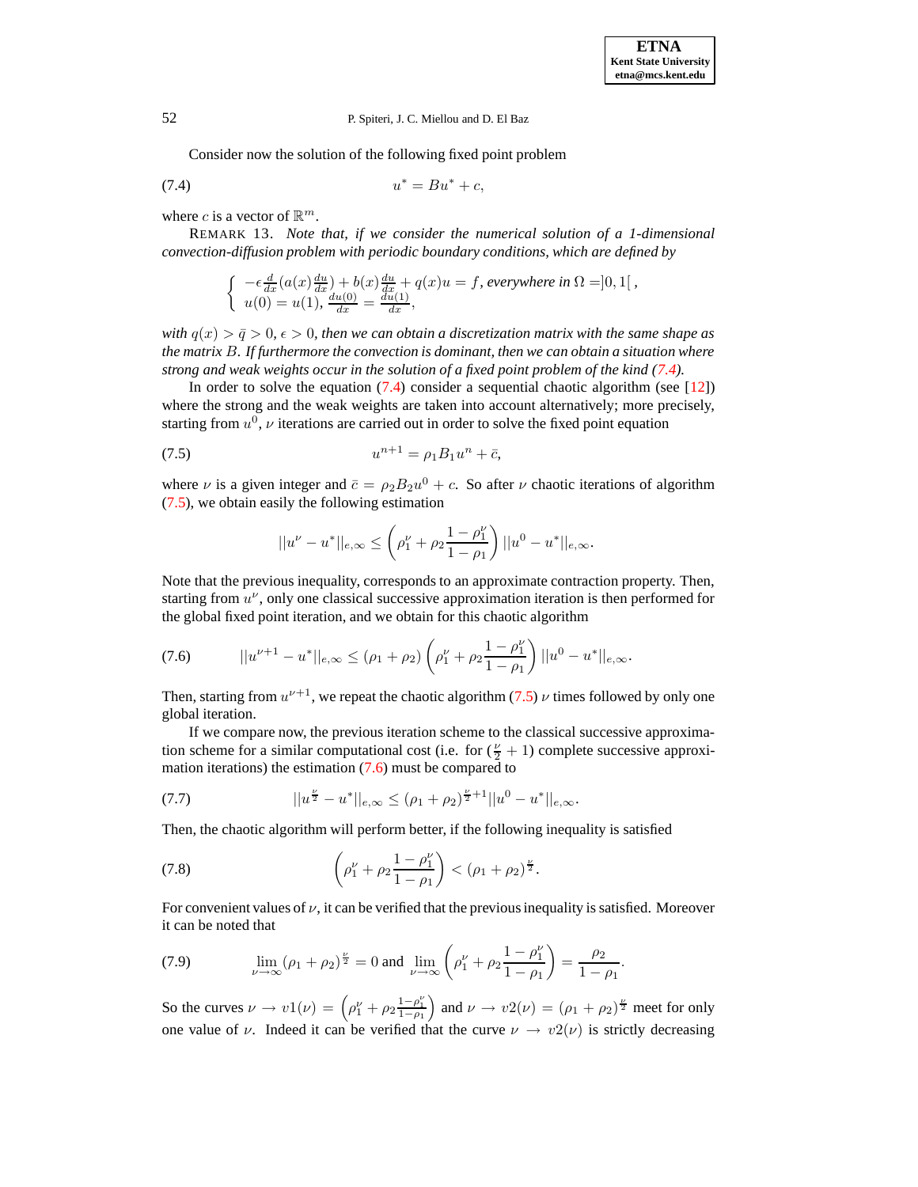Consider now the solution of the following fixed point problem

$$u^* = Bu^* + c, \tag{7.4}$$

where $c$ is a vector of $\mathbb{R}^m$.

REMARK 13. *Note that, if we consider the numerical solution of a 1-dimensional convection-diffusion problem with periodic boundary conditions, which are defined by*

$$\begin{cases} -\epsilon \frac{d}{dx}(a(x)\frac{du}{dx}) + b(x)\frac{du}{dx} + q(x)u = f, \text{ everywhere in } \Omega = ]0,1[\,, \\ u(0) = u(1),\ \frac{du(0)}{dx} = \frac{du(1)}{dx}, \end{cases}$$

*with $q(x) > \bar{q} > 0$, $\epsilon > 0$, then we can obtain a discretization matrix with the same shape as the matrix $B$. If furthermore the convection is dominant, then we can obtain a situation where strong and weak weights occur in the solution of a fixed point problem of the kind (7.4).*

In order to solve the equation (7.4) consider a sequential chaotic algorithm (see [12]) where the strong and the weak weights are taken into account alternatively; more precisely, starting from $u^0$, $\nu$ iterations are carried out in order to solve the fixed point equation

$$u^{n+1} = \rho_1 B_1 u^n + \bar{c}, \tag{7.5}$$

where $\nu$ is a given integer and $\bar{c} = \rho_2 B_2 u^0 + c$. So after $\nu$ chaotic iterations of algorithm (7.5), we obtain easily the following estimation

$$||u^\nu - u^*||_{e,\infty} \leq \left(\rho_1^\nu + \rho_2 \frac{1-\rho_1^\nu}{1-\rho_1}\right) ||u^0 - u^*||_{e,\infty}.$$

Note that the previous inequality, corresponds to an approximate contraction property. Then, starting from $u^\nu$, only one classical successive approximation iteration is then performed for the global fixed point iteration, and we obtain for this chaotic algorithm

$$||u^{\nu+1} - u^*||_{e,\infty} \leq (\rho_1 + \rho_2)\left(\rho_1^\nu + \rho_2 \frac{1-\rho_1^\nu}{1-\rho_1}\right) ||u^0 - u^*||_{e,\infty}. \tag{7.6}$$

Then, starting from $u^{\nu+1}$, we repeat the chaotic algorithm (7.5) $\nu$ times followed by only one global iteration.

If we compare now, the previous iteration scheme to the classical successive approximation scheme for a similar computational cost (i.e. for $(\frac{\nu}{2}+1)$ complete successive approximation iterations) the estimation (7.6) must be compared to

$$||u^{\frac{\nu}{2}} - u^*||_{e,\infty} \leq (\rho_1 + \rho_2)^{\frac{\nu}{2}+1} ||u^0 - u^*||_{e,\infty}. \tag{7.7}$$

Then, the chaotic algorithm will perform better, if the following inequality is satisfied

$$\left(\rho_1^\nu + \rho_2 \frac{1-\rho_1^\nu}{1-\rho_1}\right) < (\rho_1 + \rho_2)^{\frac{\nu}{2}}. \tag{7.8}$$

For convenient values of $\nu$, it can be verified that the previous inequality is satisfied. Moreover it can be noted that

$$\lim_{\nu \to \infty} (\rho_1 + \rho_2)^{\frac{\nu}{2}} = 0 \text{ and } \lim_{\nu \to \infty} \left(\rho_1^\nu + \rho_2 \frac{1-\rho_1^\nu}{1-\rho_1}\right) = \frac{\rho_2}{1-\rho_1}. \tag{7.9}$$

So the curves $\nu \to v1(\nu) = \left(\rho_1^\nu + \rho_2 \frac{1-\rho_1^\nu}{1-\rho_1}\right)$ and $\nu \to v2(\nu) = (\rho_1 + \rho_2)^{\frac{\nu}{2}}$ meet for only one value of $\nu$. Indeed it can be verified that the curve $\nu \to v2(\nu)$ is strictly decreasing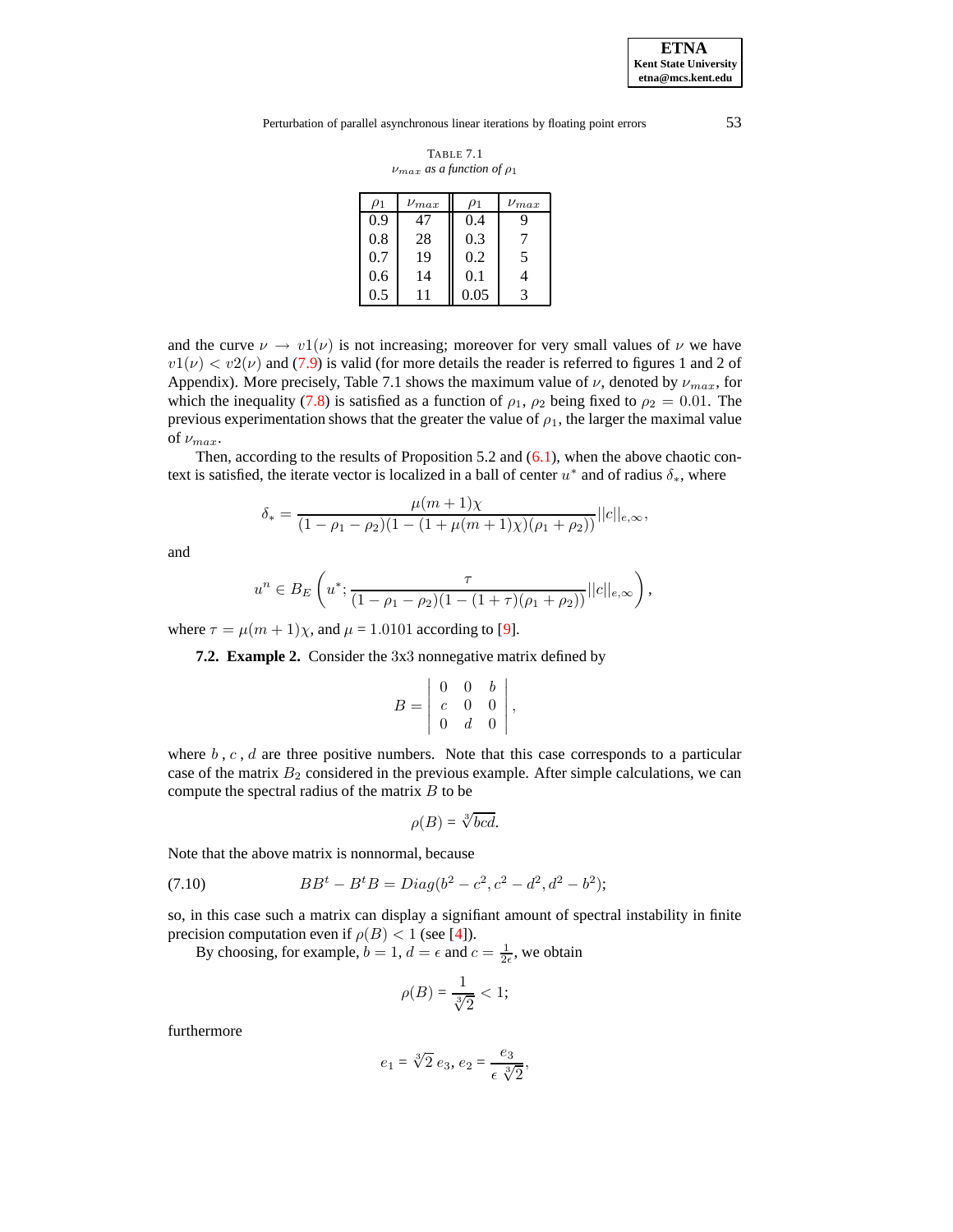TABLE 7.1

*$\nu_{max}$ as a function of $\rho_1$*

| $\rho_1$ | $\nu_{max}$ | $\rho_1$ | $\nu_{max}$ |
|---|---|---|---|
| 0.9 | 47 | 0.4 | 9 |
| 0.8 | 28 | 0.3 | 7 |
| 0.7 | 19 | 0.2 | 5 |
| 0.6 | 14 | 0.1 | 4 |
| 0.5 | 11 | 0.05 | 3 |

and the curve $\nu \to v1(\nu)$ is not increasing; moreover for very small values of $\nu$ we have $v1(\nu) < v2(\nu)$ and (7.9) is valid (for more details the reader is referred to figures 1 and 2 of Appendix). More precisely, Table 7.1 shows the maximum value of $\nu$, denoted by $\nu_{max}$, for which the inequality (7.8) is satisfied as a function of $\rho_1$, $\rho_2$ being fixed to $\rho_2 = 0.01$. The previous experimentation shows that the greater the value of $\rho_1$, the larger the maximal value of $\nu_{max}$.

Then, according to the results of Proposition 5.2 and (6.1), when the above chaotic context is satisfied, the iterate vector is localized in a ball of center $u^*$ and of radius $\delta_*$, where

$$\delta_* = \frac{\mu(m+1)\chi}{(1-\rho_1-\rho_2)(1-(1+\mu(m+1)\chi)(\rho_1+\rho_2))}||c||_{e,\infty},$$

and

$$u^n \in B_E\left(u^*; \frac{\tau}{(1-\rho_1-\rho_2)(1-(1+\tau)(\rho_1+\rho_2))}||c||_{e,\infty}\right),$$

where $\tau = \mu(m+1)\chi$, and $\mu = 1.0101$ according to [9].

**7.2. Example 2.** Consider the 3x3 nonnegative matrix defined by

$$B = \begin{vmatrix} 0 & 0 & b \\ c & 0 & 0 \\ 0 & d & 0 \end{vmatrix},$$

where $b$ , $c$ , $d$ are three positive numbers. Note that this case corresponds to a particular case of the matrix $B_2$ considered in the previous example. After simple calculations, we can compute the spectral radius of the matrix $B$ to be

$$\rho(B) = \sqrt[3]{bcd}.$$

Note that the above matrix is nonnormal, because

$$BB^t - B^tB = Diag(b^2-c^2, c^2-d^2, d^2-b^2); \tag{7.10}$$

so, in this case such a matrix can display a signifiant amount of spectral instability in finite precision computation even if $\rho(B) < 1$ (see [4]).

By choosing, for example, $b = 1$, $d = \epsilon$ and $c = \frac{1}{2\epsilon}$, we obtain

$$\rho(B) = \frac{1}{\sqrt[3]{2}} < 1;$$

furthermore

$$e_1 = \sqrt[3]{2}\, e_3,\ e_2 = \frac{e_3}{\epsilon\ \sqrt[3]{2}},$$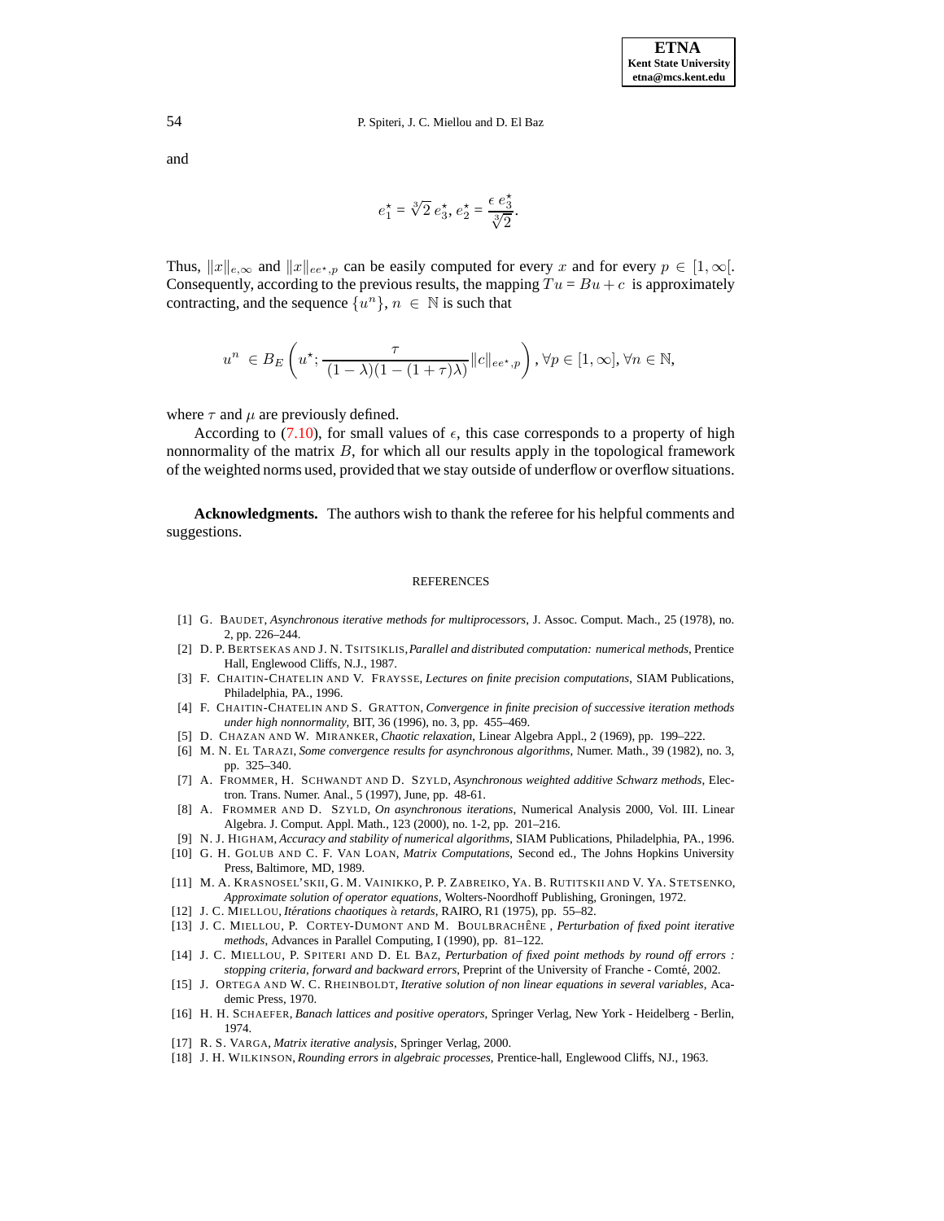and

$$e_1^\star = \sqrt[3]{2}\, e_3^\star,\, e_2^\star = \frac{\epsilon\; e_3^\star}{\sqrt[3]{2}}.$$

Thus, $\|x\|_{e,\infty}$ and $\|x\|_{ee^\star,p}$ can be easily computed for every $x$ and for every $p \in [1,\infty[$. Consequently, according to the previous results, the mapping $Tu = Bu + c$ is approximately contracting, and the sequence $\{u^n\}$, $n \in \mathbb{N}$ is such that

$$u^n \in B_E\left(u^\star; \frac{\tau}{(1-\lambda)(1-(1+\tau)\lambda)}\|c\|_{ee^\star,p}\right), \forall p \in [1,\infty], \forall n \in \mathbb{N},$$

where $\tau$ and $\mu$ are previously defined.

According to (7.10), for small values of $\epsilon$, this case corresponds to a property of high nonnormality of the matrix $B$, for which all our results apply in the topological framework of the weighted norms used, provided that we stay outside of underflow or overflow situations.

**Acknowledgments.** The authors wish to thank the referee for his helpful comments and suggestions.

## REFERENCES

[1] G. Baudet, *Asynchronous iterative methods for multiprocessors*, J. Assoc. Comput. Mach., 25 (1978), no. 2, pp. 226–244.

[2] D. P. Bertsekas and J. N. Tsitsiklis, *Parallel and distributed computation: numerical methods*, Prentice Hall, Englewood Cliffs, N.J., 1987.

[3] F. Chaitin-Chatelin and V. Fraysse, *Lectures on finite precision computations*, SIAM Publications, Philadelphia, PA., 1996.

[4] F. Chaitin-Chatelin and S. Gratton, *Convergence in finite precision of successive iteration methods under high nonnormality*, BIT, 36 (1996), no. 3, pp. 455–469.

[5] D. Chazan and W. Miranker, *Chaotic relaxation*, Linear Algebra Appl., 2 (1969), pp. 199–222.

[6] M. N. El Tarazi, *Some convergence results for asynchronous algorithms*, Numer. Math., 39 (1982), no. 3, pp. 325–340.

[7] A. Frommer, H. Schwandt and D. Szyld, *Asynchronous weighted additive Schwarz methods*, Electron. Trans. Numer. Anal., 5 (1997), June, pp. 48-61.

[8] A. Frommer and D. Szyld, *On asynchronous iterations*, Numerical Analysis 2000, Vol. III. Linear Algebra. J. Comput. Appl. Math., 123 (2000), no. 1-2, pp. 201–216.

[9] N. J. Higham, *Accuracy and stability of numerical algorithms*, SIAM Publications, Philadelphia, PA., 1996.

[10] G. H. Golub and C. F. Van Loan, *Matrix Computations*, Second ed., The Johns Hopkins University Press, Baltimore, MD, 1989.

[11] M. A. Krasnosel'skii, G. M. Vainikko, P. P. Zabreiko, Ya. B. Rutitskii and V. Ya. Stetsenko, *Approximate solution of operator equations*, Wolters-Noordhoff Publishing, Groningen, 1972.

[12] J. C. Miellou, *Itérations chaotiques à retards*, RAIRO, R1 (1975), pp. 55–82.

[13] J. C. Miellou, P. Cortey-Dumont and M. Boulbrachêne, *Perturbation of fixed point iterative methods*, Advances in Parallel Computing, I (1990), pp. 81–122.

[14] J. C. Miellou, P. Spiteri and D. El Baz, *Perturbation of fixed point methods by round off errors : stopping criteria, forward and backward errors*, Preprint of the University of Franche - Comté, 2002.

[15] J. Ortega and W. C. Rheinboldt, *Iterative solution of non linear equations in several variables*, Academic Press, 1970.

[16] H. H. Schaefer, *Banach lattices and positive operators*, Springer Verlag, New York - Heidelberg - Berlin, 1974.

[17] R. S. Varga, *Matrix iterative analysis*, Springer Verlag, 2000.

[18] J. H. Wilkinson, *Rounding errors in algebraic processes*, Prentice-hall, Englewood Cliffs, NJ., 1963.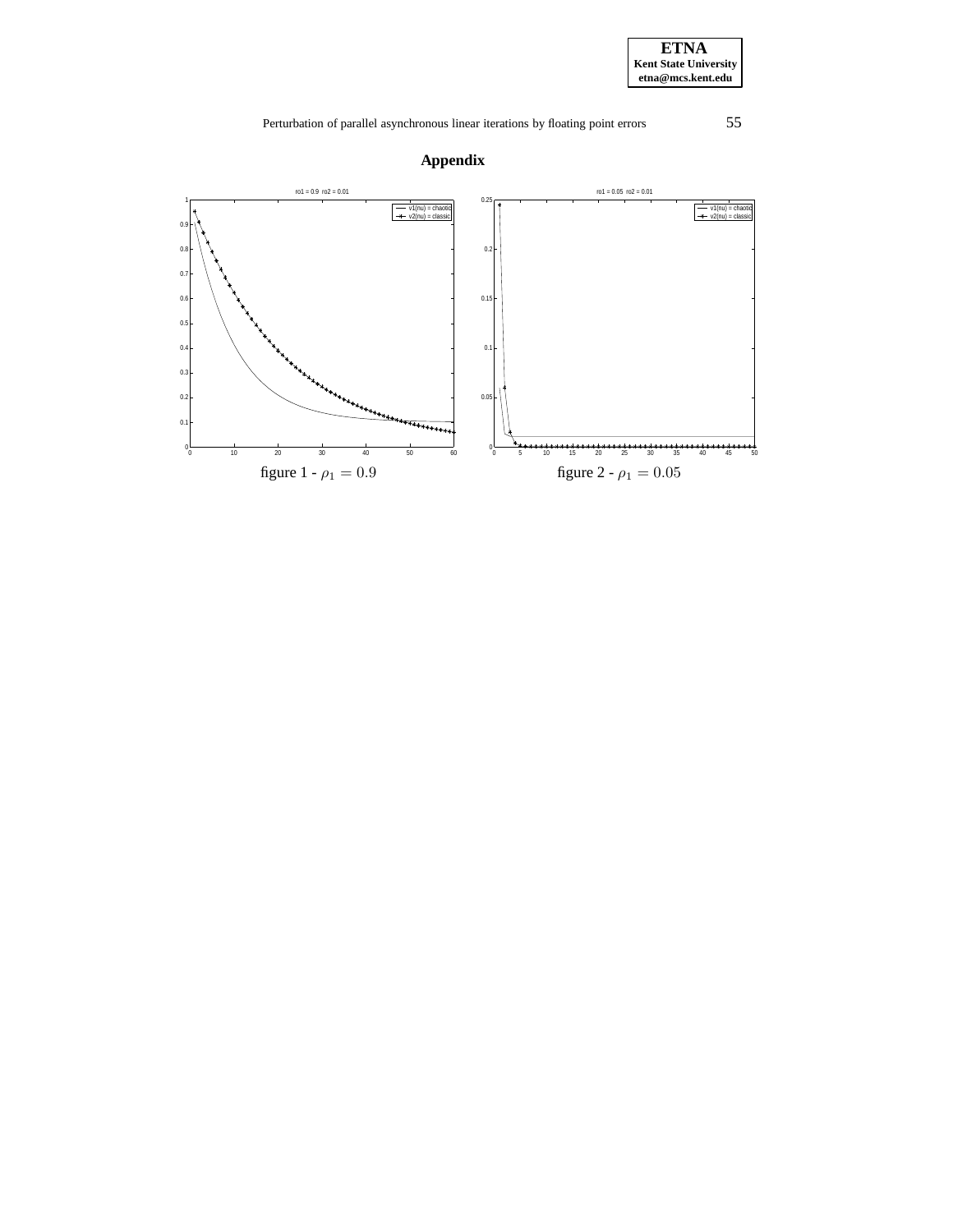## Appendix

ro1 = 0.9  ro2 = 0.01

v1(nu) = chaotic
v2(nu) = classic

0
0.1
0.2
0.3
0.4
0.5
0.6
0.7
0.8
0.9
1

0
10
20
30
40
50
60

figure 1 - $\rho_1 = 0.9$

ro1 = 0.05  ro2 = 0.01

v1(nu) = chaotic
v2(nu) = classic

0
0.05
0.1
0.15
0.2
0.25

0
5
10
15
20
25
30
35
40
45
50

figure 2 - $\rho_1 = 0.05$